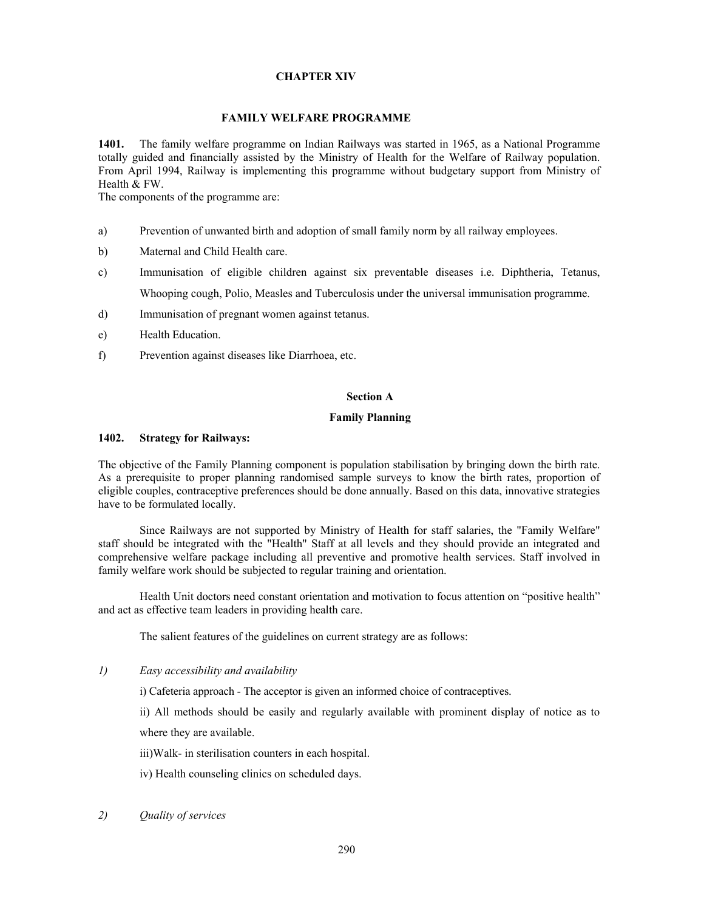# CHAPTER XIV

## FAMILY WELFARE PROGRAMME

**1401.** The family welfare programme on Indian Railways was started in 1965, as a National Programme totally guided and financially assisted by the Ministry of Health for the Welfare of Railway population. From April 1994, Railway is implementing this programme without budgetary support from Ministry of Health & FW.

The components of the programme are:

a) Prevention of unwanted birth and adoption of small family norm by all railway employees.

b) Maternal and Child Health care.

c) Immunisation of eligible children against six preventable diseases i.e. Diphtheria, Tetanus, Whooping cough, Polio, Measles and Tuberculosis under the universal immunisation programme.

d) Immunisation of pregnant women against tetanus.

e) Health Education.

f) Prevention against diseases like Diarrhoea, etc.

### Section A

### Family Planning

**1402. Strategy for Railways:**

The objective of the Family Planning component is population stabilisation by bringing down the birth rate. As a prerequisite to proper planning randomised sample surveys to know the birth rates, proportion of eligible couples, contraceptive preferences should be done annually. Based on this data, innovative strategies have to be formulated locally.

Since Railways are not supported by Ministry of Health for staff salaries, the "Family Welfare" staff should be integrated with the "Health" Staff at all levels and they should provide an integrated and comprehensive welfare package including all preventive and promotive health services. Staff involved in family welfare work should be subjected to regular training and orientation.

Health Unit doctors need constant orientation and motivation to focus attention on "positive health" and act as effective team leaders in providing health care.

The salient features of the guidelines on current strategy are as follows:

*1) Easy accessibility and availability*

i) Cafeteria approach - The acceptor is given an informed choice of contraceptives.

ii) All methods should be easily and regularly available with prominent display of notice as to where they are available.

iii)Walk- in sterilisation counters in each hospital.

iv) Health counseling clinics on scheduled days.

*2) Quality of services*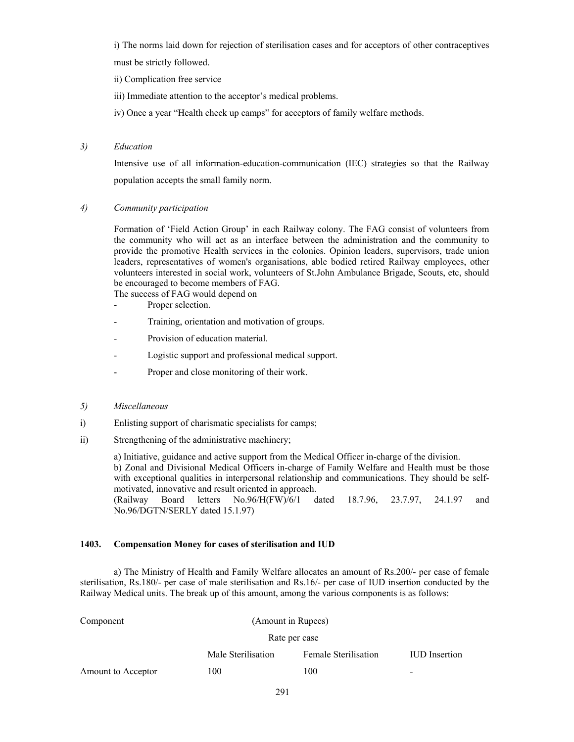i) The norms laid down for rejection of sterilisation cases and for acceptors of other contraceptives must be strictly followed.

ii) Complication free service

iii) Immediate attention to the acceptor's medical problems.

iv) Once a year "Health check up camps" for acceptors of family welfare methods.

*3) Education*

Intensive use of all information-education-communication (IEC) strategies so that the Railway population accepts the small family norm.

*4) Community participation*

Formation of 'Field Action Group' in each Railway colony. The FAG consist of volunteers from the community who will act as an interface between the administration and the community to provide the promotive Health services in the colonies. Opinion leaders, supervisors, trade union leaders, representatives of women's organisations, able bodied retired Railway employees, other volunteers interested in social work, volunteers of St.John Ambulance Brigade, Scouts, etc, should be encouraged to become members of FAG.

The success of FAG would depend on

- Proper selection.
- Training, orientation and motivation of groups.
- Provision of education material.
- Logistic support and professional medical support.
- Proper and close monitoring of their work.

*5) Miscellaneous*

i) Enlisting support of charismatic specialists for camps;

ii) Strengthening of the administrative machinery;

a) Initiative, guidance and active support from the Medical Officer in-charge of the division.

b) Zonal and Divisional Medical Officers in-charge of Family Welfare and Health must be those with exceptional qualities in interpersonal relationship and communications. They should be self-motivated, innovative and result oriented in approach.

(Railway Board letters No.96/H(FW)/6/1 dated 18.7.96, 23.7.97, 24.1.97 and No.96/DGTN/SERLY dated 15.1.97)

**1403. Compensation Money for cases of sterilisation and IUD**

a) The Ministry of Health and Family Welfare allocates an amount of Rs.200/- per case of female sterilisation, Rs.180/- per case of male sterilisation and Rs.16/- per case of IUD insertion conducted by the Railway Medical units. The break up of this amount, among the various components is as follows:

| Component | (Amount in Rupees) | | |
|---|---|---|---|
| | Rate per case | | |
| | Male Sterilisation | Female Sterilisation | IUD Insertion |
| Amount to Acceptor | 100 | 100 | - |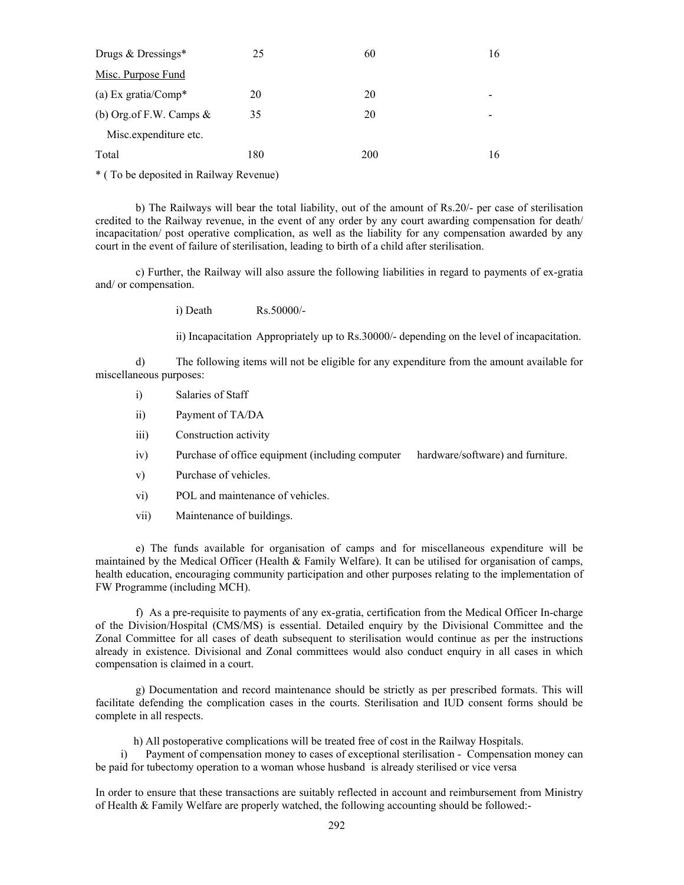| | | | |
|---|---|---|---|
| Drugs & Dressings* | 25 | 60 | 16 |
| <u>Misc. Purpose Fund</u> | | | |
| (a) Ex gratia/Comp* | 20 | 20 | - |
| (b) Org.of F.W. Camps & Misc.expenditure etc. | 35 | 20 | - |
| Total | 180 | 200 | 16 |

* ( To be deposited in Railway Revenue)

b) The Railways will bear the total liability, out of the amount of Rs.20/- per case of sterilisation credited to the Railway revenue, in the event of any order by any court awarding compensation for death/ incapacitation/ post operative complication, as well as the liability for any compensation awarded by any court in the event of failure of sterilisation, leading to birth of a child after sterilisation.

c) Further, the Railway will also assure the following liabilities in regard to payments of ex-gratia and/ or compensation.

i) Death Rs.50000/-

ii) Incapacitation Appropriately up to Rs.30000/- depending on the level of incapacitation.

d) The following items will not be eligible for any expenditure from the amount available for miscellaneous purposes:

i) Salaries of Staff

ii) Payment of TA/DA

iii) Construction activity

iv) Purchase of office equipment (including computer hardware/software) and furniture.

v) Purchase of vehicles.

vi) POL and maintenance of vehicles.

vii) Maintenance of buildings.

e) The funds available for organisation of camps and for miscellaneous expenditure will be maintained by the Medical Officer (Health & Family Welfare). It can be utilised for organisation of camps, health education, encouraging community participation and other purposes relating to the implementation of FW Programme (including MCH).

f) As a pre-requisite to payments of any ex-gratia, certification from the Medical Officer In-charge of the Division/Hospital (CMS/MS) is essential. Detailed enquiry by the Divisional Committee and the Zonal Committee for all cases of death subsequent to sterilisation would continue as per the instructions already in existence. Divisional and Zonal committees would also conduct enquiry in all cases in which compensation is claimed in a court.

g) Documentation and record maintenance should be strictly as per prescribed formats. This will facilitate defending the complication cases in the courts. Sterilisation and IUD consent forms should be complete in all respects.

h) All postoperative complications will be treated free of cost in the Railway Hospitals.

i) Payment of compensation money to cases of exceptional sterilisation - Compensation money can be paid for tubectomy operation to a woman whose husband is already sterilised or vice versa

In order to ensure that these transactions are suitably reflected in account and reimbursement from Ministry of Health & Family Welfare are properly watched, the following accounting should be followed:-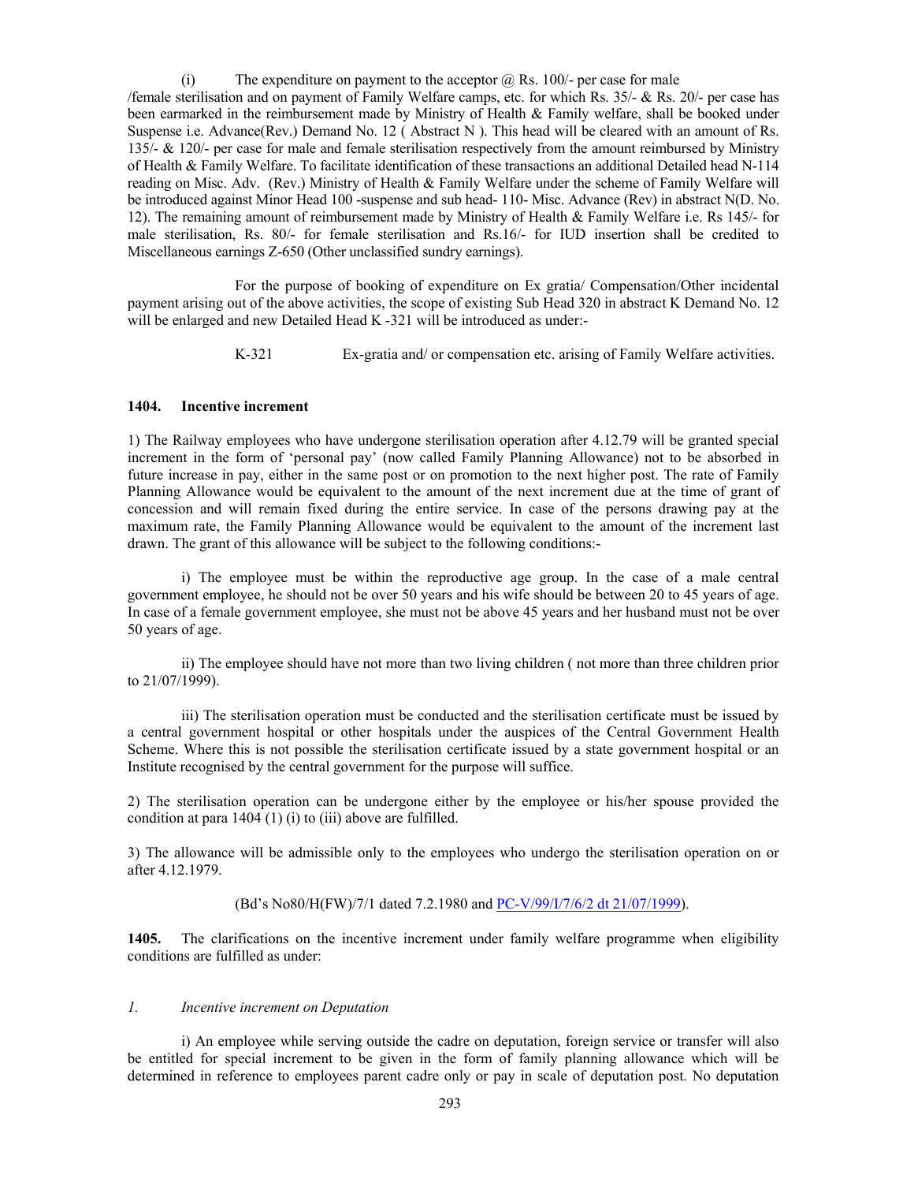(i) The expenditure on payment to the acceptor @ Rs. 100/- per case for male /female sterilisation and on payment of Family Welfare camps, etc. for which Rs. 35/- & Rs. 20/- per case has been earmarked in the reimbursement made by Ministry of Health & Family welfare, shall be booked under Suspense i.e. Advance(Rev.) Demand No. 12 ( Abstract N ). This head will be cleared with an amount of Rs. 135/- & 120/- per case for male and female sterilisation respectively from the amount reimbursed by Ministry of Health & Family Welfare. To facilitate identification of these transactions an additional Detailed head N-114 reading on Misc. Adv. (Rev.) Ministry of Health & Family Welfare under the scheme of Family Welfare will be introduced against Minor Head 100 -suspense and sub head- 110- Misc. Advance (Rev) in abstract N(D. No. 12). The remaining amount of reimbursement made by Ministry of Health & Family Welfare i.e. Rs 145/- for male sterilisation, Rs. 80/- for female sterilisation and Rs.16/- for IUD insertion shall be credited to Miscellaneous earnings Z-650 (Other unclassified sundry earnings).

For the purpose of booking of expenditure on Ex gratia/ Compensation/Other incidental payment arising out of the above activities, the scope of existing Sub Head 320 in abstract K Demand No. 12 will be enlarged and new Detailed Head K -321 will be introduced as under:-

K-321 Ex-gratia and/ or compensation etc. arising of Family Welfare activities.

**1404. Incentive increment**

1) The Railway employees who have undergone sterilisation operation after 4.12.79 will be granted special increment in the form of 'personal pay' (now called Family Planning Allowance) not to be absorbed in future increase in pay, either in the same post or on promotion to the next higher post. The rate of Family Planning Allowance would be equivalent to the amount of the next increment due at the time of grant of concession and will remain fixed during the entire service. In case of the persons drawing pay at the maximum rate, the Family Planning Allowance would be equivalent to the amount of the increment last drawn. The grant of this allowance will be subject to the following conditions:-

i) The employee must be within the reproductive age group. In the case of a male central government employee, he should not be over 50 years and his wife should be between 20 to 45 years of age. In case of a female government employee, she must not be above 45 years and her husband must not be over 50 years of age.

ii) The employee should have not more than two living children ( not more than three children prior to 21/07/1999).

iii) The sterilisation operation must be conducted and the sterilisation certificate must be issued by a central government hospital or other hospitals under the auspices of the Central Government Health Scheme. Where this is not possible the sterilisation certificate issued by a state government hospital or an Institute recognised by the central government for the purpose will suffice.

2) The sterilisation operation can be undergone either by the employee or his/her spouse provided the condition at para 1404 (1) (i) to (iii) above are fulfilled.

3) The allowance will be admissible only to the employees who undergo the sterilisation operation on or after 4.12.1979.

(Bd's No80/H(FW)/7/1 dated 7.2.1980 and PC-V/99/I/7/6/2 dt 21/07/1999).

**1405.** The clarifications on the incentive increment under family welfare programme when eligibility conditions are fulfilled as under:

*1. Incentive increment on Deputation*

i) An employee while serving outside the cadre on deputation, foreign service or transfer will also be entitled for special increment to be given in the form of family planning allowance which will be determined in reference to employees parent cadre only or pay in scale of deputation post. No deputation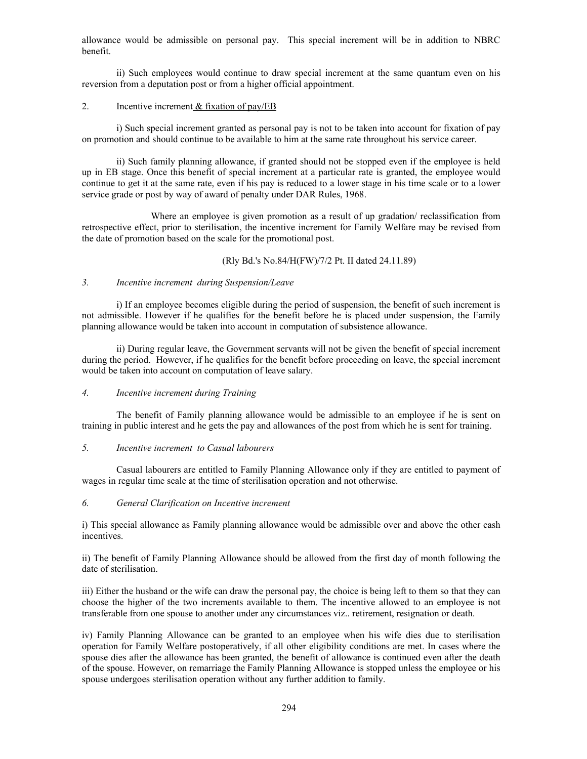allowance would be admissible on personal pay. This special increment will be in addition to NBRC benefit.

ii) Such employees would continue to draw special increment at the same quantum even on his reversion from a deputation post or from a higher official appointment.

2. Incentive increment & fixation of pay/EB

i) Such special increment granted as personal pay is not to be taken into account for fixation of pay on promotion and should continue to be available to him at the same rate throughout his service career.

ii) Such family planning allowance, if granted should not be stopped even if the employee is held up in EB stage. Once this benefit of special increment at a particular rate is granted, the employee would continue to get it at the same rate, even if his pay is reduced to a lower stage in his time scale or to a lower service grade or post by way of award of penalty under DAR Rules, 1968.

Where an employee is given promotion as a result of up gradation/ reclassification from retrospective effect, prior to sterilisation, the incentive increment for Family Welfare may be revised from the date of promotion based on the scale for the promotional post.

(Rly Bd.'s No.84/H(FW)/7/2 Pt. II dated 24.11.89)

*3. Incentive increment during Suspension/Leave*

i) If an employee becomes eligible during the period of suspension, the benefit of such increment is not admissible. However if he qualifies for the benefit before he is placed under suspension, the Family planning allowance would be taken into account in computation of subsistence allowance.

ii) During regular leave, the Government servants will not be given the benefit of special increment during the period. However, if he qualifies for the benefit before proceeding on leave, the special increment would be taken into account on computation of leave salary.

*4. Incentive increment during Training*

The benefit of Family planning allowance would be admissible to an employee if he is sent on training in public interest and he gets the pay and allowances of the post from which he is sent for training.

*5. Incentive increment to Casual labourers*

Casual labourers are entitled to Family Planning Allowance only if they are entitled to payment of wages in regular time scale at the time of sterilisation operation and not otherwise.

*6. General Clarification on Incentive increment*

i) This special allowance as Family planning allowance would be admissible over and above the other cash incentives.

ii) The benefit of Family Planning Allowance should be allowed from the first day of month following the date of sterilisation.

iii) Either the husband or the wife can draw the personal pay, the choice is being left to them so that they can choose the higher of the two increments available to them. The incentive allowed to an employee is not transferable from one spouse to another under any circumstances viz.. retirement, resignation or death.

iv) Family Planning Allowance can be granted to an employee when his wife dies due to sterilisation operation for Family Welfare postoperatively, if all other eligibility conditions are met. In cases where the spouse dies after the allowance has been granted, the benefit of allowance is continued even after the death of the spouse. However, on remarriage the Family Planning Allowance is stopped unless the employee or his spouse undergoes sterilisation operation without any further addition to family.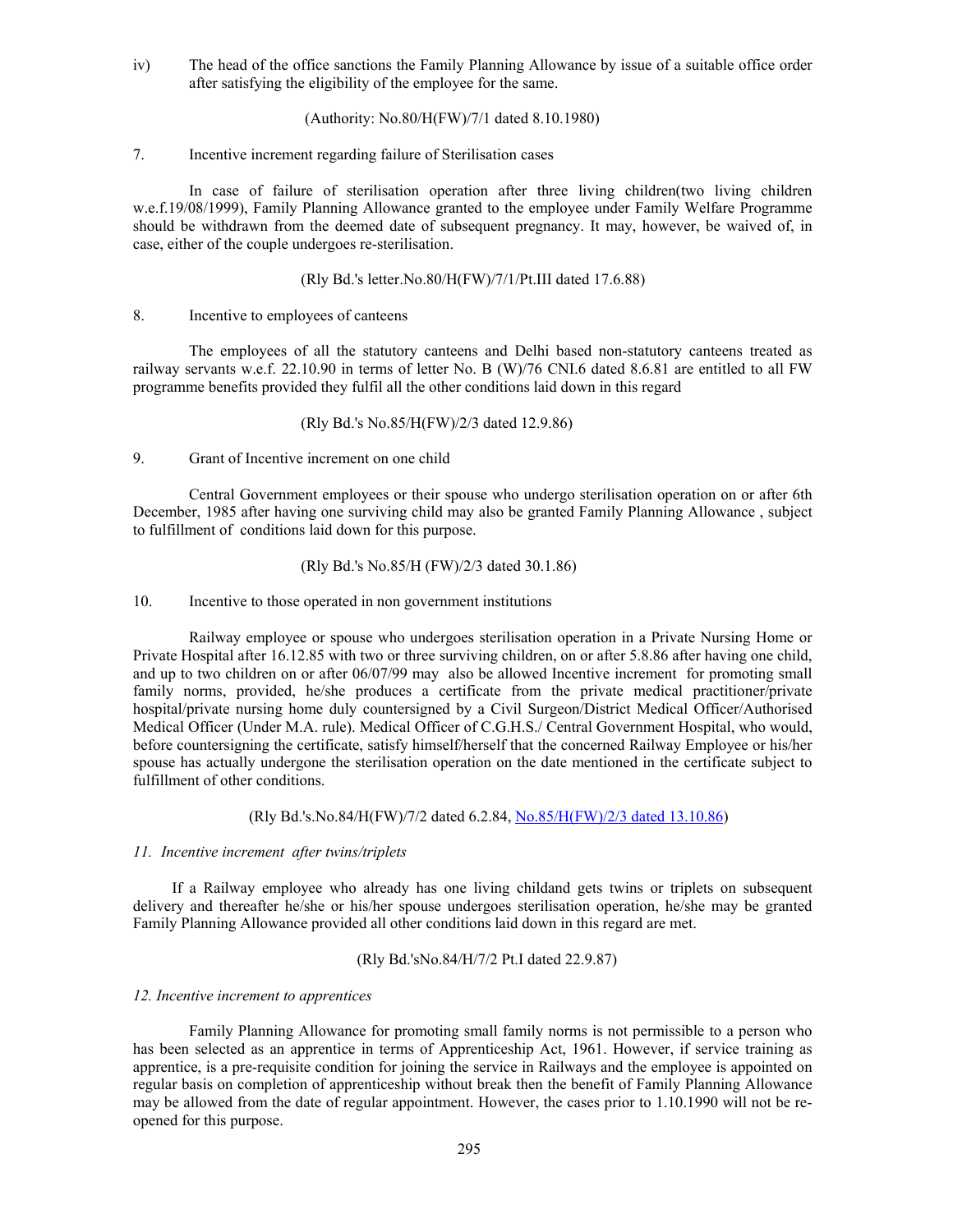iv) The head of the office sanctions the Family Planning Allowance by issue of a suitable office order after satisfying the eligibility of the employee for the same.

(Authority: No.80/H(FW)/7/1 dated 8.10.1980)

7. Incentive increment regarding failure of Sterilisation cases

In case of failure of sterilisation operation after three living children(two living children w.e.f.19/08/1999), Family Planning Allowance granted to the employee under Family Welfare Programme should be withdrawn from the deemed date of subsequent pregnancy. It may, however, be waived of, in case, either of the couple undergoes re-sterilisation.

(Rly Bd.'s letter.No.80/H(FW)/7/1/Pt.III dated 17.6.88)

8. Incentive to employees of canteens

The employees of all the statutory canteens and Delhi based non-statutory canteens treated as railway servants w.e.f. 22.10.90 in terms of letter No. B (W)/76 CNI.6 dated 8.6.81 are entitled to all FW programme benefits provided they fulfil all the other conditions laid down in this regard

(Rly Bd.'s No.85/H(FW)/2/3 dated 12.9.86)

9. Grant of Incentive increment on one child

Central Government employees or their spouse who undergo sterilisation operation on or after 6th December, 1985 after having one surviving child may also be granted Family Planning Allowance , subject to fulfillment of conditions laid down for this purpose.

(Rly Bd.'s No.85/H (FW)/2/3 dated 30.1.86)

10. Incentive to those operated in non government institutions

Railway employee or spouse who undergoes sterilisation operation in a Private Nursing Home or Private Hospital after 16.12.85 with two or three surviving children, on or after 5.8.86 after having one child, and up to two children on or after 06/07/99 may also be allowed Incentive increment for promoting small family norms, provided, he/she produces a certificate from the private medical practitioner/private hospital/private nursing home duly countersigned by a Civil Surgeon/District Medical Officer/Authorised Medical Officer (Under M.A. rule). Medical Officer of C.G.H.S./ Central Government Hospital, who would, before countersigning the certificate, satisfy himself/herself that the concerned Railway Employee or his/her spouse has actually undergone the sterilisation operation on the date mentioned in the certificate subject to fulfillment of other conditions.

(Rly Bd.'s.No.84/H(FW)/7/2 dated 6.2.84, No.85/H(FW)/2/3 dated 13.10.86)

*11. Incentive increment after twins/triplets*

If a Railway employee who already has one living childand gets twins or triplets on subsequent delivery and thereafter he/she or his/her spouse undergoes sterilisation operation, he/she may be granted Family Planning Allowance provided all other conditions laid down in this regard are met.

(Rly Bd.'sNo.84/H/7/2 Pt.I dated 22.9.87)

*12. Incentive increment to apprentices*

Family Planning Allowance for promoting small family norms is not permissible to a person who has been selected as an apprentice in terms of Apprenticeship Act, 1961. However, if service training as apprentice, is a pre-requisite condition for joining the service in Railways and the employee is appointed on regular basis on completion of apprenticeship without break then the benefit of Family Planning Allowance may be allowed from the date of regular appointment. However, the cases prior to 1.10.1990 will not be re-opened for this purpose.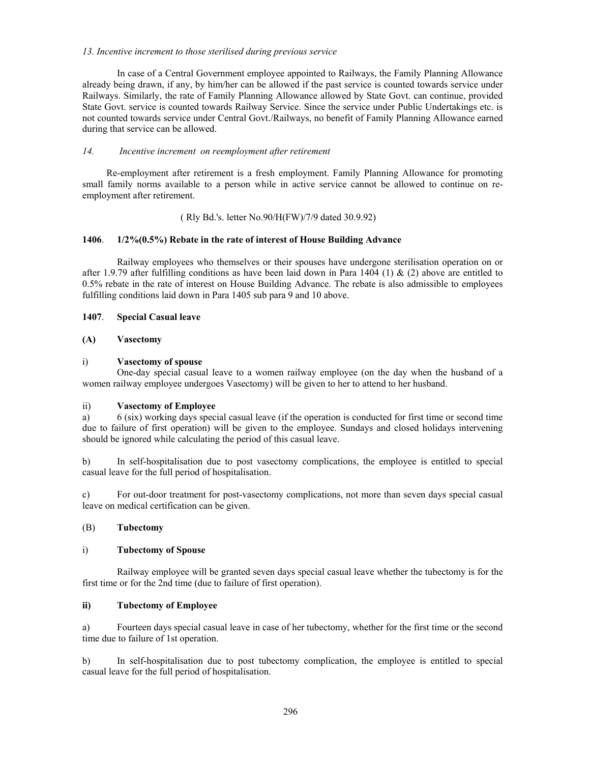*13. Incentive increment to those sterilised during previous service*

In case of a Central Government employee appointed to Railways, the Family Planning Allowance already being drawn, if any, by him/her can be allowed if the past service is counted towards service under Railways. Similarly, the rate of Family Planning Allowance allowed by State Govt. can continue, provided State Govt. service is counted towards Railway Service. Since the service under Public Undertakings etc. is not counted towards service under Central Govt./Railways, no benefit of Family Planning Allowance earned during that service can be allowed.

*14. Incentive increment on reemployment after retirement*

Re-employment after retirement is a fresh employment. Family Planning Allowance for promoting small family norms available to a person while in active service cannot be allowed to continue on re-employment after retirement.

( Rly Bd.'s. letter No.90/H(FW)/7/9 dated 30.9.92)

**1406. 1/2%(0.5%) Rebate in the rate of interest of House Building Advance**

Railway employees who themselves or their spouses have undergone sterilisation operation on or after 1.9.79 after fulfilling conditions as have been laid down in Para 1404 (1) & (2) above are entitled to 0.5% rebate in the rate of interest on House Building Advance. The rebate is also admissible to employees fulfilling conditions laid down in Para 1405 sub para 9 and 10 above.

**1407. Special Casual leave**

**(A) Vasectomy**

i) **Vasectomy of spouse**

One-day special casual leave to a women railway employee (on the day when the husband of a women railway employee undergoes Vasectomy) will be given to her to attend to her husband.

ii) **Vasectomy of Employee**

a) 6 (six) working days special casual leave (if the operation is conducted for first time or second time due to failure of first operation) will be given to the employee. Sundays and closed holidays intervening should be ignored while calculating the period of this casual leave.

b) In self-hospitalisation due to post vasectomy complications, the employee is entitled to special casual leave for the full period of hospitalisation.

c) For out-door treatment for post-vasectomy complications, not more than seven days special casual leave on medical certification can be given.

(B) **Tubectomy**

i) **Tubectomy of Spouse**

Railway employee will be granted seven days special casual leave whether the tubectomy is for the first time or for the 2nd time (due to failure of first operation).

**ii) Tubectomy of Employee**

a) Fourteen days special casual leave in case of her tubectomy, whether for the first time or the second time due to failure of 1st operation.

b) In self-hospitalisation due to post tubectomy complication, the employee is entitled to special casual leave for the full period of hospitalisation.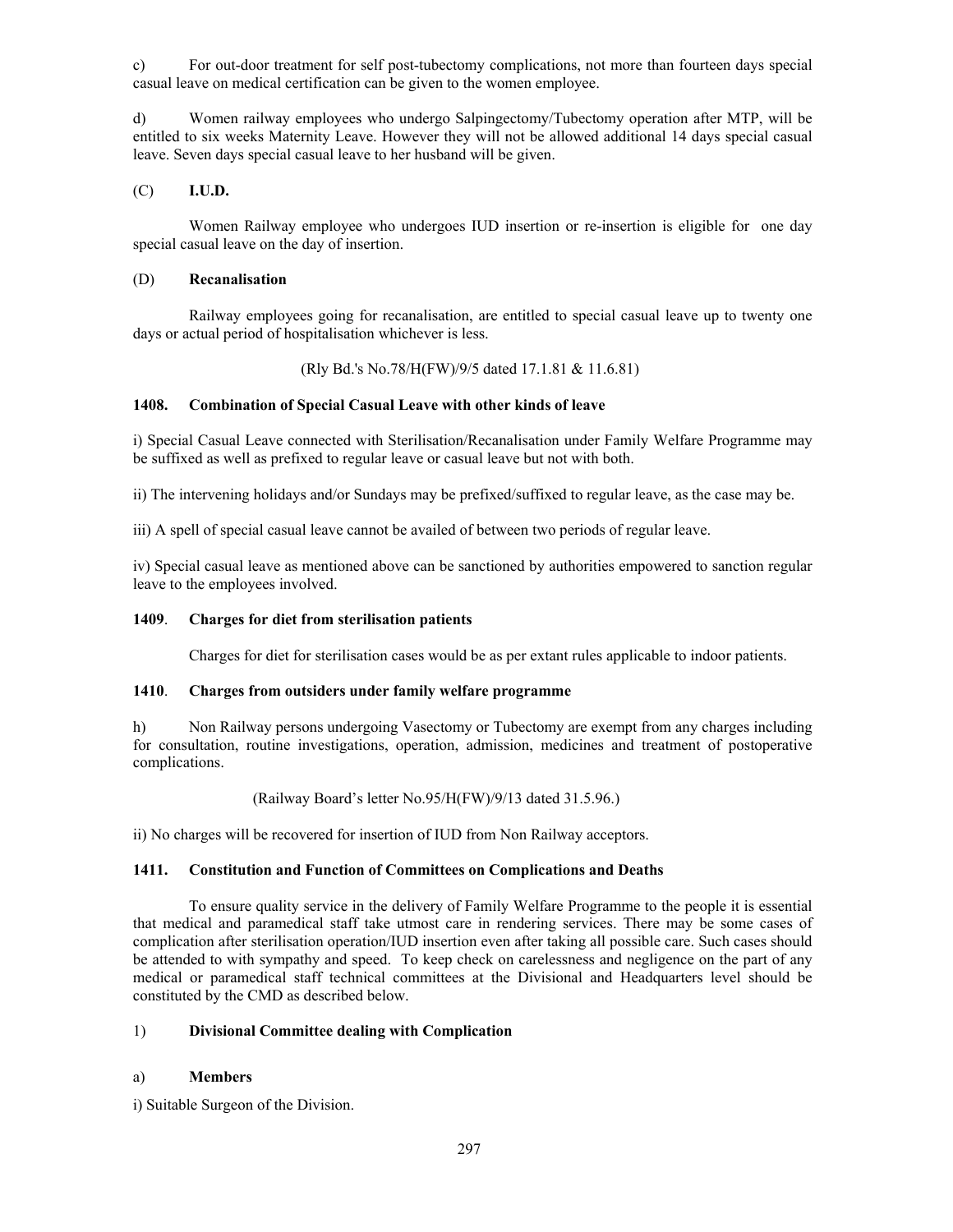c) For out-door treatment for self post-tubectomy complications, not more than fourteen days special casual leave on medical certification can be given to the women employee.

d) Women railway employees who undergo Salpingectomy/Tubectomy operation after MTP, will be entitled to six weeks Maternity Leave. However they will not be allowed additional 14 days special casual leave. Seven days special casual leave to her husband will be given.

(C) **I.U.D.**

Women Railway employee who undergoes IUD insertion or re-insertion is eligible for one day special casual leave on the day of insertion.

(D) **Recanalisation**

Railway employees going for recanalisation, are entitled to special casual leave up to twenty one days or actual period of hospitalisation whichever is less.

(Rly Bd.'s No.78/H(FW)/9/5 dated 17.1.81 & 11.6.81)

**1408. Combination of Special Casual Leave with other kinds of leave**

i) Special Casual Leave connected with Sterilisation/Recanalisation under Family Welfare Programme may be suffixed as well as prefixed to regular leave or casual leave but not with both.

ii) The intervening holidays and/or Sundays may be prefixed/suffixed to regular leave, as the case may be.

iii) A spell of special casual leave cannot be availed of between two periods of regular leave.

iv) Special casual leave as mentioned above can be sanctioned by authorities empowered to sanction regular leave to the employees involved.

**1409. Charges for diet from sterilisation patients**

Charges for diet for sterilisation cases would be as per extant rules applicable to indoor patients.

**1410. Charges from outsiders under family welfare programme**

h) Non Railway persons undergoing Vasectomy or Tubectomy are exempt from any charges including for consultation, routine investigations, operation, admission, medicines and treatment of postoperative complications.

(Railway Board's letter No.95/H(FW)/9/13 dated 31.5.96.)

ii) No charges will be recovered for insertion of IUD from Non Railway acceptors.

**1411. Constitution and Function of Committees on Complications and Deaths**

To ensure quality service in the delivery of Family Welfare Programme to the people it is essential that medical and paramedical staff take utmost care in rendering services. There may be some cases of complication after sterilisation operation/IUD insertion even after taking all possible care. Such cases should be attended to with sympathy and speed. To keep check on carelessness and negligence on the part of any medical or paramedical staff technical committees at the Divisional and Headquarters level should be constituted by the CMD as described below.

1) **Divisional Committee dealing with Complication**

a) **Members**

i) Suitable Surgeon of the Division.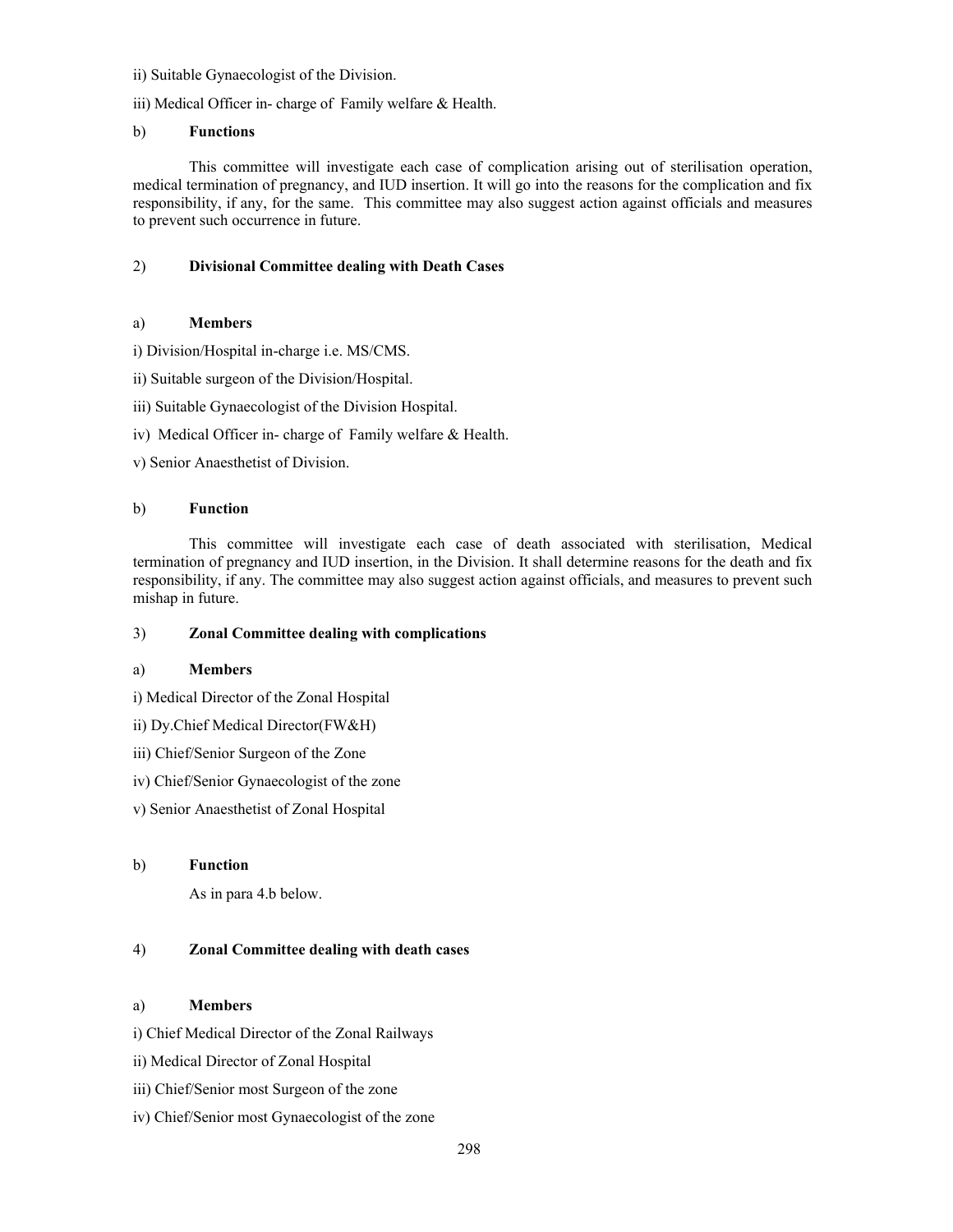ii) Suitable Gynaecologist of the Division.

iii) Medical Officer in- charge of Family welfare & Health.

b) **Functions**

This committee will investigate each case of complication arising out of sterilisation operation, medical termination of pregnancy, and IUD insertion. It will go into the reasons for the complication and fix responsibility, if any, for the same. This committee may also suggest action against officials and measures to prevent such occurrence in future.

2) **Divisional Committee dealing with Death Cases**

a) **Members**

i) Division/Hospital in-charge i.e. MS/CMS.

ii) Suitable surgeon of the Division/Hospital.

iii) Suitable Gynaecologist of the Division Hospital.

iv) Medical Officer in- charge of Family welfare & Health.

v) Senior Anaesthetist of Division.

b) **Function**

This committee will investigate each case of death associated with sterilisation, Medical termination of pregnancy and IUD insertion, in the Division. It shall determine reasons for the death and fix responsibility, if any. The committee may also suggest action against officials, and measures to prevent such mishap in future.

3) **Zonal Committee dealing with complications**

a) **Members**

i) Medical Director of the Zonal Hospital

ii) Dy.Chief Medical Director(FW&H)

iii) Chief/Senior Surgeon of the Zone

iv) Chief/Senior Gynaecologist of the zone

v) Senior Anaesthetist of Zonal Hospital

b) **Function**

As in para 4.b below.

4) **Zonal Committee dealing with death cases**

a) **Members**

i) Chief Medical Director of the Zonal Railways

ii) Medical Director of Zonal Hospital

iii) Chief/Senior most Surgeon of the zone

iv) Chief/Senior most Gynaecologist of the zone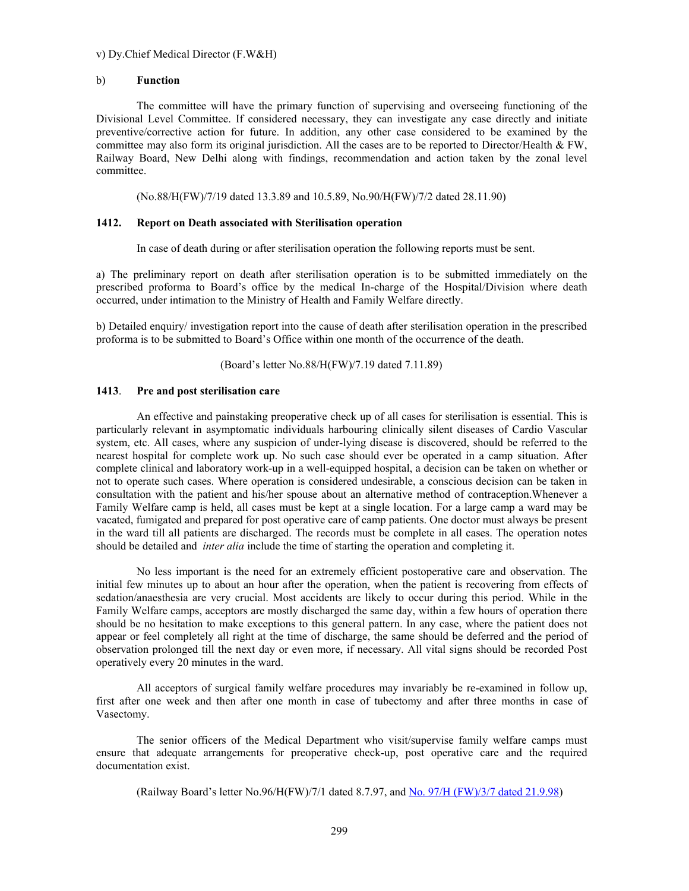v) Dy.Chief Medical Director (F.W&H)

b) **Function**

The committee will have the primary function of supervising and overseeing functioning of the Divisional Level Committee. If considered necessary, they can investigate any case directly and initiate preventive/corrective action for future. In addition, any other case considered to be examined by the committee may also form its original jurisdiction. All the cases are to be reported to Director/Health & FW, Railway Board, New Delhi along with findings, recommendation and action taken by the zonal level committee.

(No.88/H(FW)/7/19 dated 13.3.89 and 10.5.89, No.90/H(FW)/7/2 dated 28.11.90)

### 1412. Report on Death associated with Sterilisation operation

In case of death during or after sterilisation operation the following reports must be sent.

a) The preliminary report on death after sterilisation operation is to be submitted immediately on the prescribed proforma to Board's office by the medical In-charge of the Hospital/Division where death occurred, under intimation to the Ministry of Health and Family Welfare directly.

b) Detailed enquiry/ investigation report into the cause of death after sterilisation operation in the prescribed proforma is to be submitted to Board's Office within one month of the occurrence of the death.

(Board's letter No.88/H(FW)/7.19 dated 7.11.89)

### 1413. Pre and post sterilisation care

An effective and painstaking preoperative check up of all cases for sterilisation is essential. This is particularly relevant in asymptomatic individuals harbouring clinically silent diseases of Cardio Vascular system, etc. All cases, where any suspicion of under-lying disease is discovered, should be referred to the nearest hospital for complete work up. No such case should ever be operated in a camp situation. After complete clinical and laboratory work-up in a well-equipped hospital, a decision can be taken on whether or not to operate such cases. Where operation is considered undesirable, a conscious decision can be taken in consultation with the patient and his/her spouse about an alternative method of contraception.Whenever a Family Welfare camp is held, all cases must be kept at a single location. For a large camp a ward may be vacated, fumigated and prepared for post operative care of camp patients. One doctor must always be present in the ward till all patients are discharged. The records must be complete in all cases. The operation notes should be detailed and *inter alia* include the time of starting the operation and completing it.

No less important is the need for an extremely efficient postoperative care and observation. The initial few minutes up to about an hour after the operation, when the patient is recovering from effects of sedation/anaesthesia are very crucial. Most accidents are likely to occur during this period. While in the Family Welfare camps, acceptors are mostly discharged the same day, within a few hours of operation there should be no hesitation to make exceptions to this general pattern. In any case, where the patient does not appear or feel completely all right at the time of discharge, the same should be deferred and the period of observation prolonged till the next day or even more, if necessary. All vital signs should be recorded Post operatively every 20 minutes in the ward.

All acceptors of surgical family welfare procedures may invariably be re-examined in follow up, first after one week and then after one month in case of tubectomy and after three months in case of Vasectomy.

The senior officers of the Medical Department who visit/supervise family welfare camps must ensure that adequate arrangements for preoperative check-up, post operative care and the required documentation exist.

(Railway Board's letter No.96/H(FW)/7/1 dated 8.7.97, and No. 97/H (FW)/3/7 dated 21.9.98)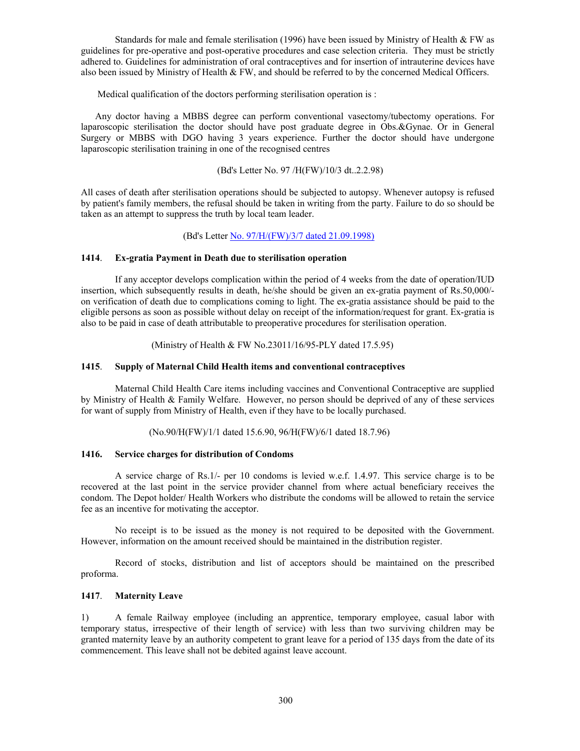Standards for male and female sterilisation (1996) have been issued by Ministry of Health & FW as guidelines for pre-operative and post-operative procedures and case selection criteria. They must be strictly adhered to. Guidelines for administration of oral contraceptives and for insertion of intrauterine devices have also been issued by Ministry of Health & FW, and should be referred to by the concerned Medical Officers.

Medical qualification of the doctors performing sterilisation operation is :

Any doctor having a MBBS degree can perform conventional vasectomy/tubectomy operations. For laparoscopic sterilisation the doctor should have post graduate degree in Obs.&Gynae. Or in General Surgery or MBBS with DGO having 3 years experience. Further the doctor should have undergone laparoscopic sterilisation training in one of the recognised centres

(Bd's Letter No. 97 /H(FW)/10/3 dt..2.2.98)

All cases of death after sterilisation operations should be subjected to autopsy. Whenever autopsy is refused by patient's family members, the refusal should be taken in writing from the party. Failure to do so should be taken as an attempt to suppress the truth by local team leader.

(Bd's Letter No. 97/H/(FW)/3/7 dated 21.09.1998)

**1414**. **Ex-gratia Payment in Death due to sterilisation operation**

If any acceptor develops complication within the period of 4 weeks from the date of operation/IUD insertion, which subsequently results in death, he/she should be given an ex-gratia payment of Rs.50,000/- on verification of death due to complications coming to light. The ex-gratia assistance should be paid to the eligible persons as soon as possible without delay on receipt of the information/request for grant. Ex-gratia is also to be paid in case of death attributable to preoperative procedures for sterilisation operation.

(Ministry of Health & FW No.23011/16/95-PLY dated 17.5.95)

**1415**. **Supply of Maternal Child Health items and conventional contraceptives**

Maternal Child Health Care items including vaccines and Conventional Contraceptive are supplied by Ministry of Health & Family Welfare. However, no person should be deprived of any of these services for want of supply from Ministry of Health, even if they have to be locally purchased.

(No.90/H(FW)/1/1 dated 15.6.90, 96/H(FW)/6/1 dated 18.7.96)

**1416. Service charges for distribution of Condoms**

A service charge of Rs.1/- per 10 condoms is levied w.e.f. 1.4.97. This service charge is to be recovered at the last point in the service provider channel from where actual beneficiary receives the condom. The Depot holder/ Health Workers who distribute the condoms will be allowed to retain the service fee as an incentive for motivating the acceptor.

No receipt is to be issued as the money is not required to be deposited with the Government. However, information on the amount received should be maintained in the distribution register.

Record of stocks, distribution and list of acceptors should be maintained on the prescribed proforma.

**1417**. **Maternity Leave**

1) A female Railway employee (including an apprentice, temporary employee, casual labor with temporary status, irrespective of their length of service) with less than two surviving children may be granted maternity leave by an authority competent to grant leave for a period of 135 days from the date of its commencement. This leave shall not be debited against leave account.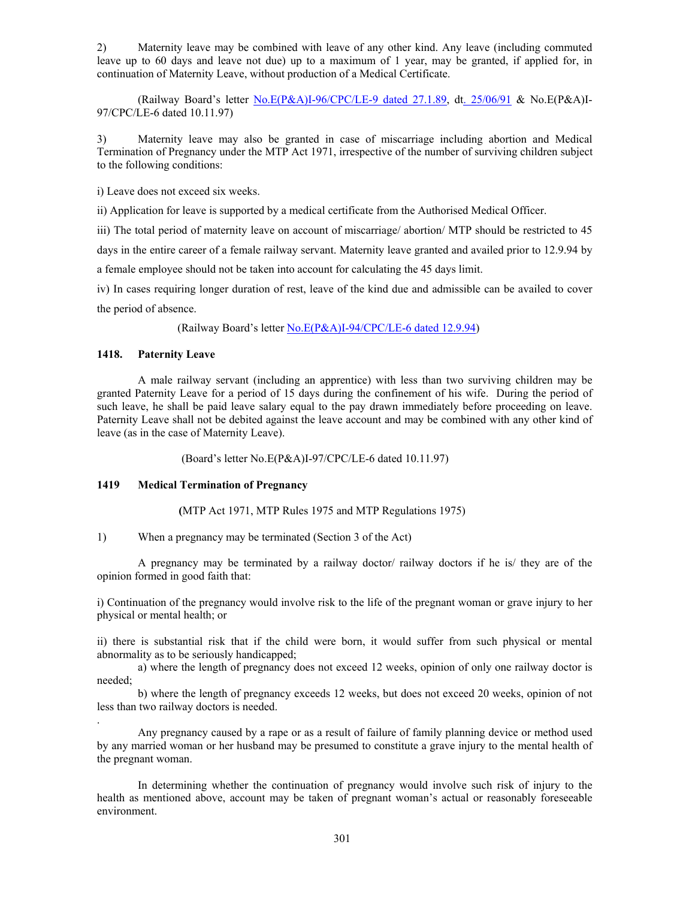2) Maternity leave may be combined with leave of any other kind. Any leave (including commuted leave up to 60 days and leave not due) up to a maximum of 1 year, may be granted, if applied for, in continuation of Maternity Leave, without production of a Medical Certificate.

(Railway Board's letter No.E(P&A)I-96/CPC/LE-9 dated 27.1.89, dt. 25/06/91 & No.E(P&A)I-97/CPC/LE-6 dated 10.11.97)

3) Maternity leave may also be granted in case of miscarriage including abortion and Medical Termination of Pregnancy under the MTP Act 1971, irrespective of the number of surviving children subject to the following conditions:

i) Leave does not exceed six weeks.

ii) Application for leave is supported by a medical certificate from the Authorised Medical Officer.

iii) The total period of maternity leave on account of miscarriage/ abortion/ MTP should be restricted to 45 days in the entire career of a female railway servant. Maternity leave granted and availed prior to 12.9.94 by a female employee should not be taken into account for calculating the 45 days limit.

iv) In cases requiring longer duration of rest, leave of the kind due and admissible can be availed to cover the period of absence.

(Railway Board's letter No.E(P&A)I-94/CPC/LE-6 dated 12.9.94)

### 1418. Paternity Leave

A male railway servant (including an apprentice) with less than two surviving children may be granted Paternity Leave for a period of 15 days during the confinement of his wife. During the period of such leave, he shall be paid leave salary equal to the pay drawn immediately before proceeding on leave. Paternity Leave shall not be debited against the leave account and may be combined with any other kind of leave (as in the case of Maternity Leave).

(Board's letter No.E(P&A)I-97/CPC/LE-6 dated 10.11.97)

### 1419 Medical Termination of Pregnancy

**(**MTP Act 1971, MTP Rules 1975 and MTP Regulations 1975)

1) When a pregnancy may be terminated (Section 3 of the Act)

A pregnancy may be terminated by a railway doctor/ railway doctors if he is/ they are of the opinion formed in good faith that:

i) Continuation of the pregnancy would involve risk to the life of the pregnant woman or grave injury to her physical or mental health; or

ii) there is substantial risk that if the child were born, it would suffer from such physical or mental abnormality as to be seriously handicapped;

a) where the length of pregnancy does not exceed 12 weeks, opinion of only one railway doctor is needed;

b) where the length of pregnancy exceeds 12 weeks, but does not exceed 20 weeks, opinion of not less than two railway doctors is needed.

Any pregnancy caused by a rape or as a result of failure of family planning device or method used by any married woman or her husband may be presumed to constitute a grave injury to the mental health of the pregnant woman.

In determining whether the continuation of pregnancy would involve such risk of injury to the health as mentioned above, account may be taken of pregnant woman's actual or reasonably foreseeable environment.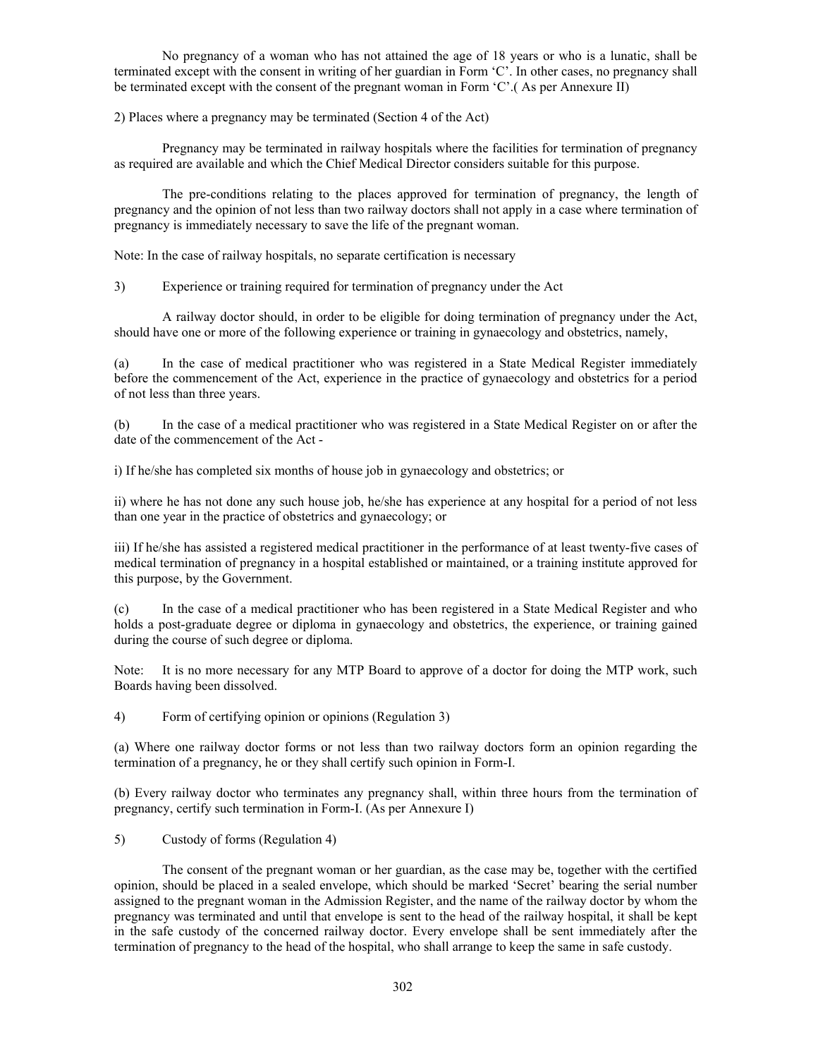No pregnancy of a woman who has not attained the age of 18 years or who is a lunatic, shall be terminated except with the consent in writing of her guardian in Form 'C'. In other cases, no pregnancy shall be terminated except with the consent of the pregnant woman in Form 'C'.( As per Annexure II)

2) Places where a pregnancy may be terminated (Section 4 of the Act)

Pregnancy may be terminated in railway hospitals where the facilities for termination of pregnancy as required are available and which the Chief Medical Director considers suitable for this purpose.

The pre-conditions relating to the places approved for termination of pregnancy, the length of pregnancy and the opinion of not less than two railway doctors shall not apply in a case where termination of pregnancy is immediately necessary to save the life of the pregnant woman.

Note: In the case of railway hospitals, no separate certification is necessary

3) Experience or training required for termination of pregnancy under the Act

A railway doctor should, in order to be eligible for doing termination of pregnancy under the Act, should have one or more of the following experience or training in gynaecology and obstetrics, namely,

(a) In the case of medical practitioner who was registered in a State Medical Register immediately before the commencement of the Act, experience in the practice of gynaecology and obstetrics for a period of not less than three years.

(b) In the case of a medical practitioner who was registered in a State Medical Register on or after the date of the commencement of the Act -

i) If he/she has completed six months of house job in gynaecology and obstetrics; or

ii) where he has not done any such house job, he/she has experience at any hospital for a period of not less than one year in the practice of obstetrics and gynaecology; or

iii) If he/she has assisted a registered medical practitioner in the performance of at least twenty-five cases of medical termination of pregnancy in a hospital established or maintained, or a training institute approved for this purpose, by the Government.

(c) In the case of a medical practitioner who has been registered in a State Medical Register and who holds a post-graduate degree or diploma in gynaecology and obstetrics, the experience, or training gained during the course of such degree or diploma.

Note: It is no more necessary for any MTP Board to approve of a doctor for doing the MTP work, such Boards having been dissolved.

4) Form of certifying opinion or opinions (Regulation 3)

(a) Where one railway doctor forms or not less than two railway doctors form an opinion regarding the termination of a pregnancy, he or they shall certify such opinion in Form-I.

(b) Every railway doctor who terminates any pregnancy shall, within three hours from the termination of pregnancy, certify such termination in Form-I. (As per Annexure I)

5) Custody of forms (Regulation 4)

The consent of the pregnant woman or her guardian, as the case may be, together with the certified opinion, should be placed in a sealed envelope, which should be marked 'Secret' bearing the serial number assigned to the pregnant woman in the Admission Register, and the name of the railway doctor by whom the pregnancy was terminated and until that envelope is sent to the head of the railway hospital, it shall be kept in the safe custody of the concerned railway doctor. Every envelope shall be sent immediately after the termination of pregnancy to the head of the hospital, who shall arrange to keep the same in safe custody.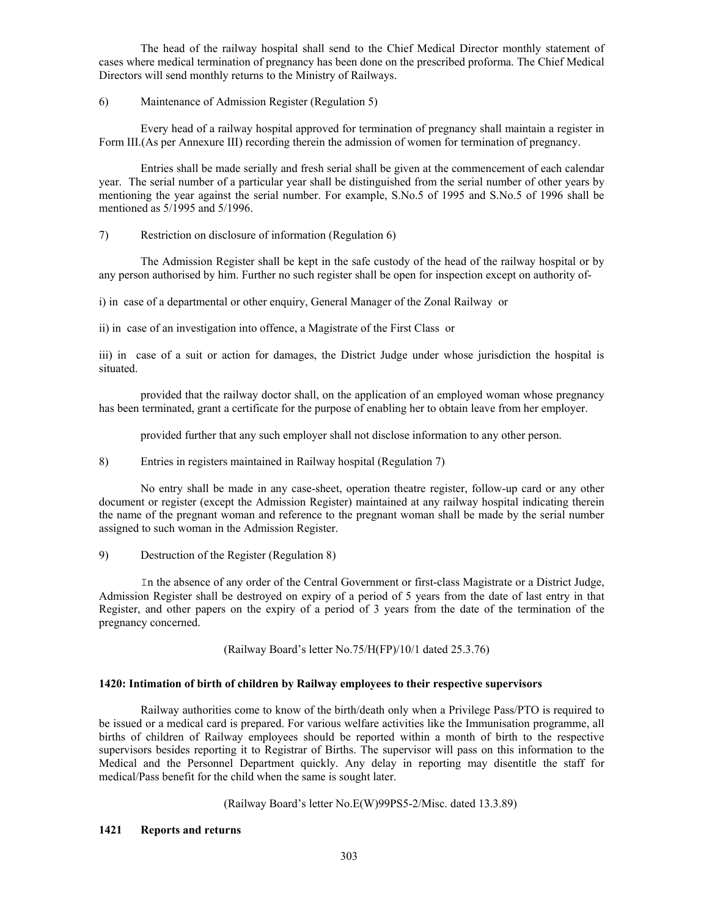The head of the railway hospital shall send to the Chief Medical Director monthly statement of cases where medical termination of pregnancy has been done on the prescribed proforma. The Chief Medical Directors will send monthly returns to the Ministry of Railways.

6) Maintenance of Admission Register (Regulation 5)

Every head of a railway hospital approved for termination of pregnancy shall maintain a register in Form III.(As per Annexure III) recording therein the admission of women for termination of pregnancy.

Entries shall be made serially and fresh serial shall be given at the commencement of each calendar year. The serial number of a particular year shall be distinguished from the serial number of other years by mentioning the year against the serial number. For example, S.No.5 of 1995 and S.No.5 of 1996 shall be mentioned as 5/1995 and 5/1996.

7) Restriction on disclosure of information (Regulation 6)

The Admission Register shall be kept in the safe custody of the head of the railway hospital or by any person authorised by him. Further no such register shall be open for inspection except on authority of-

i) in case of a departmental or other enquiry, General Manager of the Zonal Railway or

ii) in case of an investigation into offence, a Magistrate of the First Class or

iii) in case of a suit or action for damages, the District Judge under whose jurisdiction the hospital is situated.

provided that the railway doctor shall, on the application of an employed woman whose pregnancy has been terminated, grant a certificate for the purpose of enabling her to obtain leave from her employer.

provided further that any such employer shall not disclose information to any other person.

8) Entries in registers maintained in Railway hospital (Regulation 7)

No entry shall be made in any case-sheet, operation theatre register, follow-up card or any other document or register (except the Admission Register) maintained at any railway hospital indicating therein the name of the pregnant woman and reference to the pregnant woman shall be made by the serial number assigned to such woman in the Admission Register.

9) Destruction of the Register (Regulation 8)

In the absence of any order of the Central Government or first-class Magistrate or a District Judge, Admission Register shall be destroyed on expiry of a period of 5 years from the date of last entry in that Register, and other papers on the expiry of a period of 3 years from the date of the termination of the pregnancy concerned.

(Railway Board's letter No.75/H(FP)/10/1 dated 25.3.76)

**1420: Intimation of birth of children by Railway employees to their respective supervisors**

Railway authorities come to know of the birth/death only when a Privilege Pass/PTO is required to be issued or a medical card is prepared. For various welfare activities like the Immunisation programme, all births of children of Railway employees should be reported within a month of birth to the respective supervisors besides reporting it to Registrar of Births. The supervisor will pass on this information to the Medical and the Personnel Department quickly. Any delay in reporting may disentitle the staff for medical/Pass benefit for the child when the same is sought later.

(Railway Board's letter No.E(W)99PS5-2/Misc. dated 13.3.89)

**1421 Reports and returns**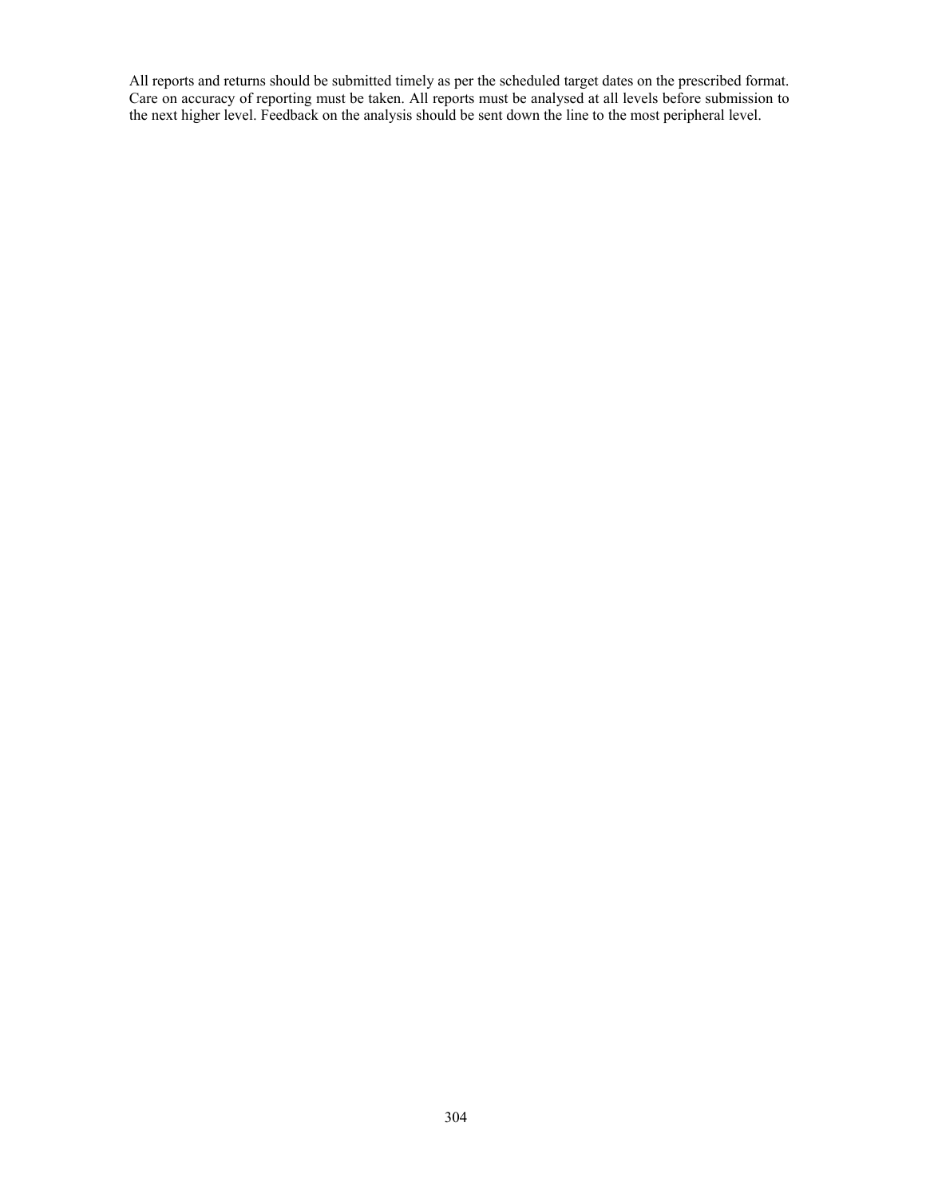All reports and returns should be submitted timely as per the scheduled target dates on the prescribed format. Care on accuracy of reporting must be taken. All reports must be analysed at all levels before submission to the next higher level. Feedback on the analysis should be sent down the line to the most peripheral level.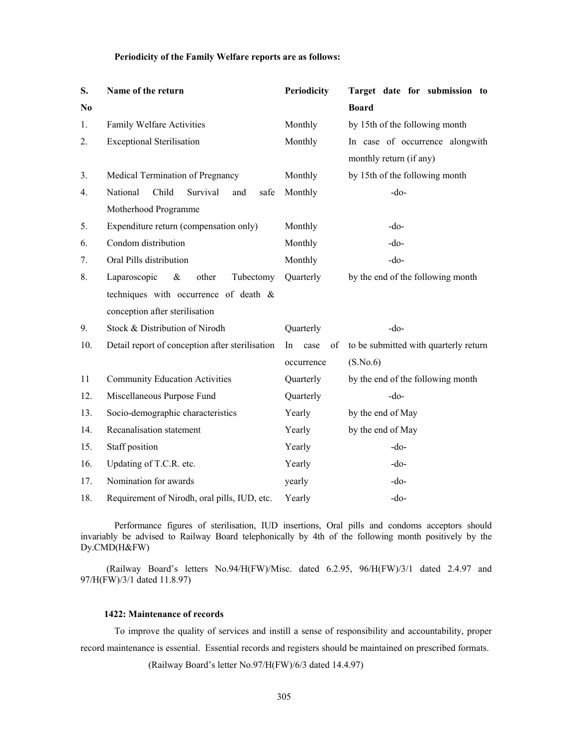**Periodicity of the Family Welfare reports are as follows:**

| S. No | Name of the return | Periodicity | Target date for submission to Board |
|---|---|---|---|
| 1. | Family Welfare Activities | Monthly | by 15th of the following month |
| 2. | Exceptional Sterilisation | Monthly | In case of occurrence alongwith monthly return (if any) |
| 3. | Medical Termination of Pregnancy | Monthly | by 15th of the following month |
| 4. | National Child Survival and safe Motherhood Programme | Monthly | -do- |
| 5. | Expenditure return (compensation only) | Monthly | -do- |
| 6. | Condom distribution | Monthly | -do- |
| 7. | Oral Pills distribution | Monthly | -do- |
| 8. | Laparoscopic & other Tubectomy techniques with occurrence of death & conception after sterilisation | Quarterly | by the end of the following month |
| 9. | Stock & Distribution of Nirodh | Quarterly | -do- |
| 10. | Detail report of conception after sterilisation | In case of occurrence | to be submitted with quarterly return (S.No.6) |
| 11 | Community Education Activities | Quarterly | by the end of the following month |
| 12. | Miscellaneous Purpose Fund | Quarterly | -do- |
| 13. | Socio-demographic characteristics | Yearly | by the end of May |
| 14. | Recanalisation statement | Yearly | by the end of May |
| 15. | Staff position | Yearly | -do- |
| 16. | Updating of T.C.R. etc. | Yearly | -do- |
| 17. | Nomination for awards | yearly | -do- |
| 18. | Requirement of Nirodh, oral pills, IUD, etc. | Yearly | -do- |

Performance figures of sterilisation, IUD insertions, Oral pills and condoms acceptors should invariably be advised to Railway Board telephonically by 4th of the following month positively by the Dy.CMD(H&FW)

(Railway Board's letters No.94/H(FW)/Misc. dated 6.2.95, 96/H(FW)/3/1 dated 2.4.97 and 97/H(FW)/3/1 dated 11.8.97)

**1422: Maintenance of records**

To improve the quality of services and instill a sense of responsibility and accountability, proper record maintenance is essential. Essential records and registers should be maintained on prescribed formats.

(Railway Board's letter No.97/H(FW)/6/3 dated 14.4.97)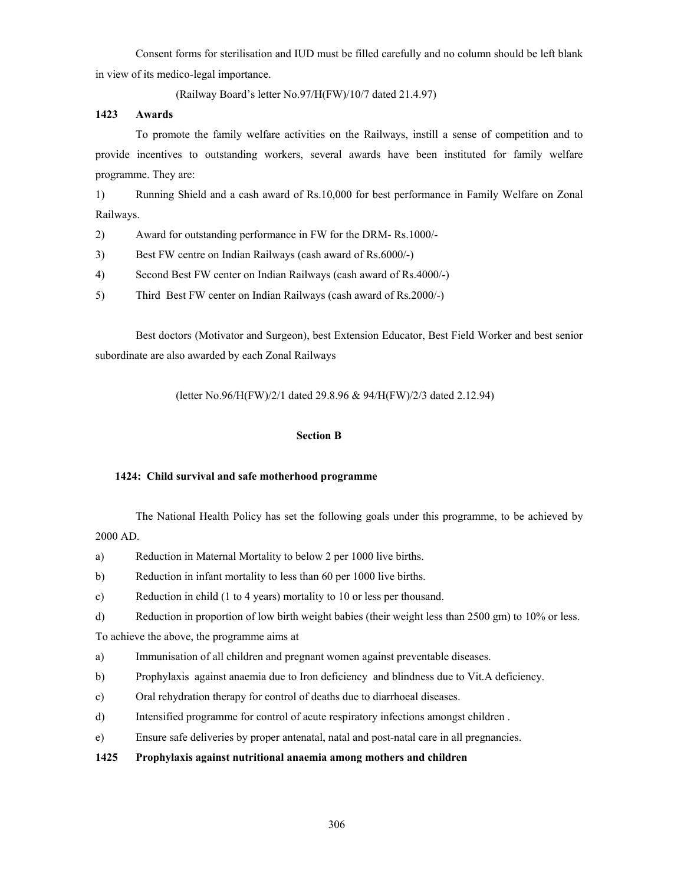Consent forms for sterilisation and IUD must be filled carefully and no column should be left blank in view of its medico-legal importance.

(Railway Board's letter No.97/H(FW)/10/7 dated 21.4.97)

**1423 Awards**

To promote the family welfare activities on the Railways, instill a sense of competition and to provide incentives to outstanding workers, several awards have been instituted for family welfare programme. They are:

1) Running Shield and a cash award of Rs.10,000 for best performance in Family Welfare on Zonal Railways.

2) Award for outstanding performance in FW for the DRM- Rs.1000/-

3) Best FW centre on Indian Railways (cash award of Rs.6000/-)

4) Second Best FW center on Indian Railways (cash award of Rs.4000/-)

5) Third Best FW center on Indian Railways (cash award of Rs.2000/-)

Best doctors (Motivator and Surgeon), best Extension Educator, Best Field Worker and best senior subordinate are also awarded by each Zonal Railways

(letter No.96/H(FW)/2/1 dated 29.8.96 & 94/H(FW)/2/3 dated 2.12.94)

## Section B

**1424: Child survival and safe motherhood programme**

The National Health Policy has set the following goals under this programme, to be achieved by 2000 AD.

a) Reduction in Maternal Mortality to below 2 per 1000 live births.

b) Reduction in infant mortality to less than 60 per 1000 live births.

c) Reduction in child (1 to 4 years) mortality to 10 or less per thousand.

d) Reduction in proportion of low birth weight babies (their weight less than 2500 gm) to 10% or less.

To achieve the above, the programme aims at

a) Immunisation of all children and pregnant women against preventable diseases.

b) Prophylaxis against anaemia due to Iron deficiency and blindness due to Vit.A deficiency.

c) Oral rehydration therapy for control of deaths due to diarrhoeal diseases.

d) Intensified programme for control of acute respiratory infections amongst children .

e) Ensure safe deliveries by proper antenatal, natal and post-natal care in all pregnancies.

**1425 Prophylaxis against nutritional anaemia among mothers and children**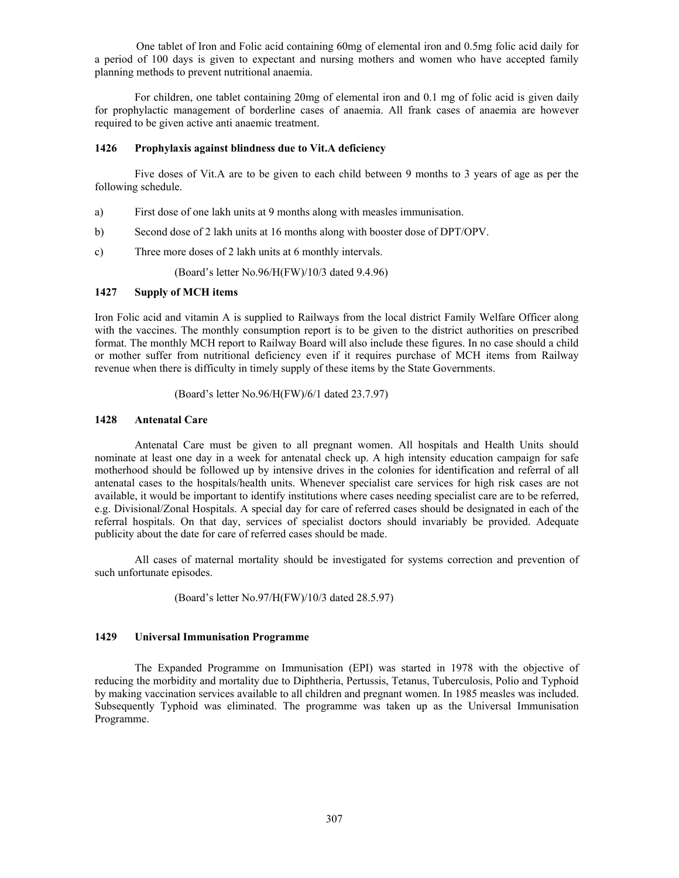One tablet of Iron and Folic acid containing 60mg of elemental iron and 0.5mg folic acid daily for a period of 100 days is given to expectant and nursing mothers and women who have accepted family planning methods to prevent nutritional anaemia.

For children, one tablet containing 20mg of elemental iron and 0.1 mg of folic acid is given daily for prophylactic management of borderline cases of anaemia. All frank cases of anaemia are however required to be given active anti anaemic treatment.

### 1426 Prophylaxis against blindness due to Vit.A deficiency

Five doses of Vit.A are to be given to each child between 9 months to 3 years of age as per the following schedule.

a) First dose of one lakh units at 9 months along with measles immunisation.

b) Second dose of 2 lakh units at 16 months along with booster dose of DPT/OPV.

c) Three more doses of 2 lakh units at 6 monthly intervals.

(Board's letter No.96/H(FW)/10/3 dated 9.4.96)

### 1427 Supply of MCH items

Iron Folic acid and vitamin A is supplied to Railways from the local district Family Welfare Officer along with the vaccines. The monthly consumption report is to be given to the district authorities on prescribed format. The monthly MCH report to Railway Board will also include these figures. In no case should a child or mother suffer from nutritional deficiency even if it requires purchase of MCH items from Railway revenue when there is difficulty in timely supply of these items by the State Governments.

(Board's letter No.96/H(FW)/6/1 dated 23.7.97)

### 1428 Antenatal Care

Antenatal Care must be given to all pregnant women. All hospitals and Health Units should nominate at least one day in a week for antenatal check up. A high intensity education campaign for safe motherhood should be followed up by intensive drives in the colonies for identification and referral of all antenatal cases to the hospitals/health units. Whenever specialist care services for high risk cases are not available, it would be important to identify institutions where cases needing specialist care are to be referred, e.g. Divisional/Zonal Hospitals. A special day for care of referred cases should be designated in each of the referral hospitals. On that day, services of specialist doctors should invariably be provided. Adequate publicity about the date for care of referred cases should be made.

All cases of maternal mortality should be investigated for systems correction and prevention of such unfortunate episodes.

(Board's letter No.97/H(FW)/10/3 dated 28.5.97)

### 1429 Universal Immunisation Programme

The Expanded Programme on Immunisation (EPI) was started in 1978 with the objective of reducing the morbidity and mortality due to Diphtheria, Pertussis, Tetanus, Tuberculosis, Polio and Typhoid by making vaccination services available to all children and pregnant women. In 1985 measles was included. Subsequently Typhoid was eliminated. The programme was taken up as the Universal Immunisation Programme.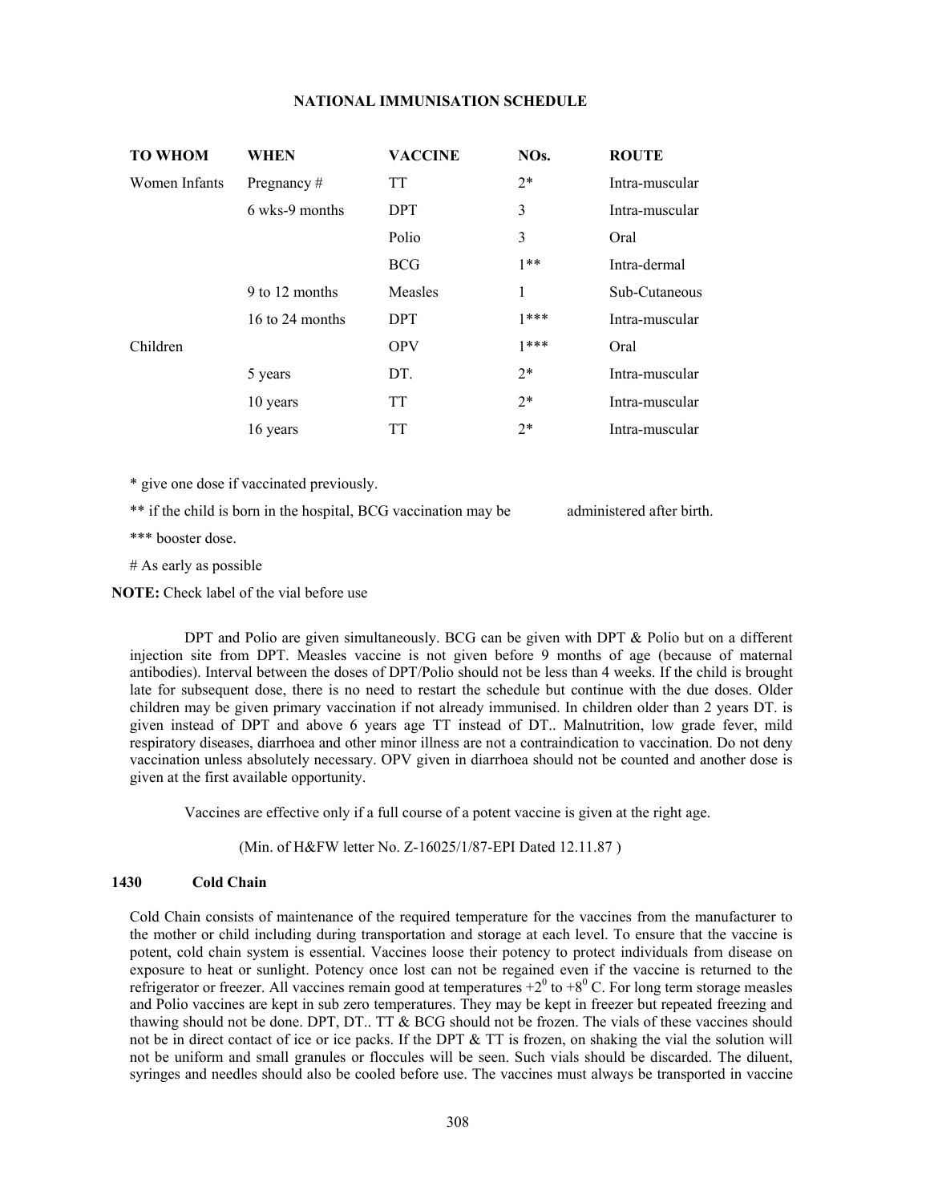## NATIONAL IMMUNISATION SCHEDULE

| TO WHOM | WHEN | VACCINE | NOs. | ROUTE |
|---|---|---|---|---|
| Women Infants | Pregnancy # | TT | 2* | Intra-muscular |
| | 6 wks-9 months | DPT | 3 | Intra-muscular |
| | | Polio | 3 | Oral |
| | | BCG | 1** | Intra-dermal |
| | 9 to 12 months | Measles | 1 | Sub-Cutaneous |
| | 16 to 24 months | DPT | 1*** | Intra-muscular |
| Children | | OPV | 1*** | Oral |
| | 5 years | DT. | 2* | Intra-muscular |
| | 10 years | TT | 2* | Intra-muscular |
| | 16 years | TT | 2* | Intra-muscular |

\* give one dose if vaccinated previously.

** if the child is born in the hospital, BCG vaccination may be administered after birth.

*** booster dose.

\# As early as possible

**NOTE:** Check label of the vial before use

DPT and Polio are given simultaneously. BCG can be given with DPT & Polio but on a different injection site from DPT. Measles vaccine is not given before 9 months of age (because of maternal antibodies). Interval between the doses of DPT/Polio should not be less than 4 weeks. If the child is brought late for subsequent dose, there is no need to restart the schedule but continue with the due doses. Older children may be given primary vaccination if not already immunised. In children older than 2 years DT. is given instead of DPT and above 6 years age TT instead of DT.. Malnutrition, low grade fever, mild respiratory diseases, diarrhoea and other minor illness are not a contraindication to vaccination. Do not deny vaccination unless absolutely necessary. OPV given in diarrhoea should not be counted and another dose is given at the first available opportunity.

Vaccines are effective only if a full course of a potent vaccine is given at the right age.

(Min. of H&FW letter No. Z-16025/1/87-EPI Dated 12.11.87 )

### 1430 Cold Chain

Cold Chain consists of maintenance of the required temperature for the vaccines from the manufacturer to the mother or child including during transportation and storage at each level. To ensure that the vaccine is potent, cold chain system is essential. Vaccines loose their potency to protect individuals from disease on exposure to heat or sunlight. Potency once lost can not be regained even if the vaccine is returned to the refrigerator or freezer. All vaccines remain good at temperatures $+2^0$ to $+8^0$ C. For long term storage measles and Polio vaccines are kept in sub zero temperatures. They may be kept in freezer but repeated freezing and thawing should not be done. DPT, DT.. TT & BCG should not be frozen. The vials of these vaccines should not be in direct contact of ice or ice packs. If the DPT & TT is frozen, on shaking the vial the solution will not be uniform and small granules or floccules will be seen. Such vials should be discarded. The diluent, syringes and needles should also be cooled before use. The vaccines must always be transported in vaccine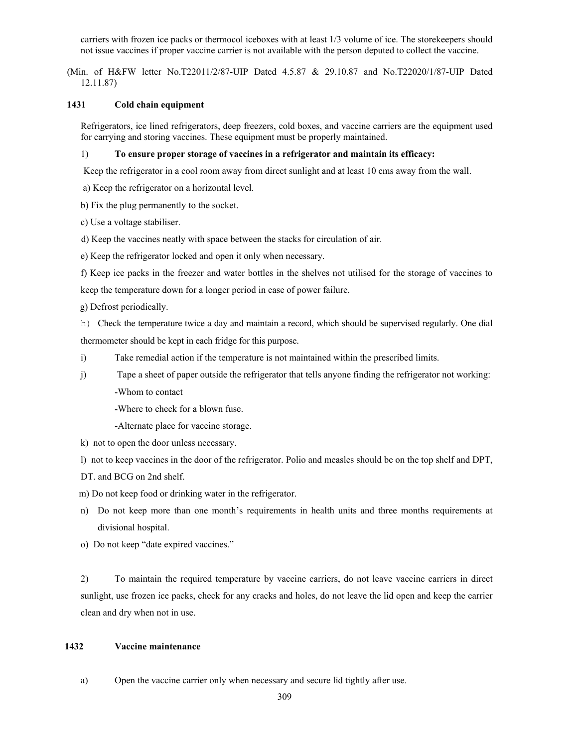carriers with frozen ice packs or thermocol iceboxes with at least 1/3 volume of ice. The storekeepers should not issue vaccines if proper vaccine carrier is not available with the person deputed to collect the vaccine.

(Min. of H&FW letter No.T22011/2/87-UIP Dated 4.5.87 & 29.10.87 and No.T22020/1/87-UIP Dated 12.11.87)

### 1431 Cold chain equipment

Refrigerators, ice lined refrigerators, deep freezers, cold boxes, and vaccine carriers are the equipment used for carrying and storing vaccines. These equipment must be properly maintained.

1) **To ensure proper storage of vaccines in a refrigerator and maintain its efficacy:**

Keep the refrigerator in a cool room away from direct sunlight and at least 10 cms away from the wall.

a) Keep the refrigerator on a horizontal level.

b) Fix the plug permanently to the socket.

c) Use a voltage stabiliser.

d) Keep the vaccines neatly with space between the stacks for circulation of air.

e) Keep the refrigerator locked and open it only when necessary.

f) Keep ice packs in the freezer and water bottles in the shelves not utilised for the storage of vaccines to keep the temperature down for a longer period in case of power failure.

g) Defrost periodically.

h) Check the temperature twice a day and maintain a record, which should be supervised regularly. One dial thermometer should be kept in each fridge for this purpose.

i) Take remedial action if the temperature is not maintained within the prescribed limits.

j) Tape a sheet of paper outside the refrigerator that tells anyone finding the refrigerator not working:

-Whom to contact

-Where to check for a blown fuse.

-Alternate place for vaccine storage.

k) not to open the door unless necessary.

l) not to keep vaccines in the door of the refrigerator. Polio and measles should be on the top shelf and DPT, DT. and BCG on 2nd shelf.

m) Do not keep food or drinking water in the refrigerator.

n) Do not keep more than one month's requirements in health units and three months requirements at divisional hospital.

o) Do not keep "date expired vaccines."

2) To maintain the required temperature by vaccine carriers, do not leave vaccine carriers in direct sunlight, use frozen ice packs, check for any cracks and holes, do not leave the lid open and keep the carrier clean and dry when not in use.

### 1432 Vaccine maintenance

a) Open the vaccine carrier only when necessary and secure lid tightly after use.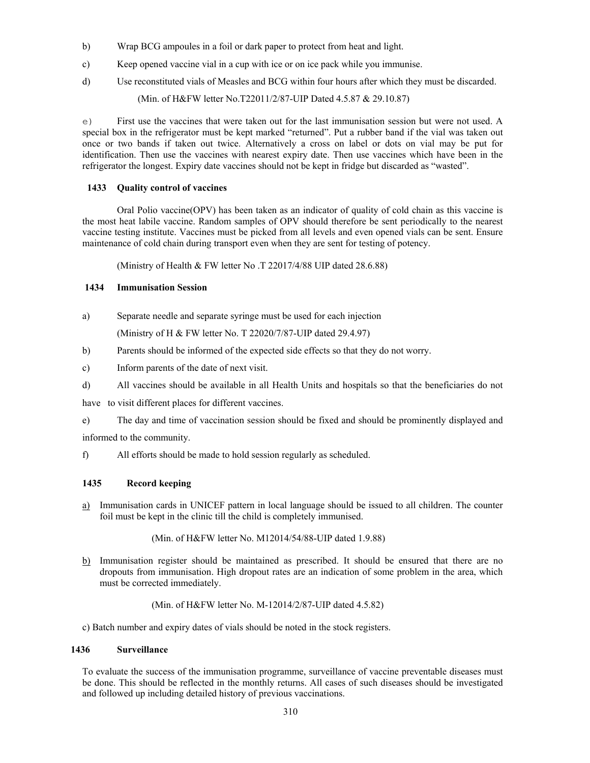b) Wrap BCG ampoules in a foil or dark paper to protect from heat and light.

c) Keep opened vaccine vial in a cup with ice or on ice pack while you immunise.

d) Use reconstituted vials of Measles and BCG within four hours after which they must be discarded.

(Min. of H&FW letter No.T22011/2/87-UIP Dated 4.5.87 & 29.10.87)

e) First use the vaccines that were taken out for the last immunisation session but were not used. A special box in the refrigerator must be kept marked "returned". Put a rubber band if the vial was taken out once or two bands if taken out twice. Alternatively a cross on label or dots on vial may be put for identification. Then use the vaccines with nearest expiry date. Then use vaccines which have been in the refrigerator the longest. Expiry date vaccines should not be kept in fridge but discarded as "wasted".

### 1433 Quality control of vaccines

Oral Polio vaccine(OPV) has been taken as an indicator of quality of cold chain as this vaccine is the most heat labile vaccine. Random samples of OPV should therefore be sent periodically to the nearest vaccine testing institute. Vaccines must be picked from all levels and even opened vials can be sent. Ensure maintenance of cold chain during transport even when they are sent for testing of potency.

(Ministry of Health & FW letter No .T 22017/4/88 UIP dated 28.6.88)

### 1434 Immunisation Session

a) Separate needle and separate syringe must be used for each injection

(Ministry of H & FW letter No. T 22020/7/87-UIP dated 29.4.97)

b) Parents should be informed of the expected side effects so that they do not worry.

c) Inform parents of the date of next visit.

d) All vaccines should be available in all Health Units and hospitals so that the beneficiaries do not have to visit different places for different vaccines.

e) The day and time of vaccination session should be fixed and should be prominently displayed and informed to the community.

f) All efforts should be made to hold session regularly as scheduled.

### 1435 Record keeping

a) Immunisation cards in UNICEF pattern in local language should be issued to all children. The counter foil must be kept in the clinic till the child is completely immunised.

(Min. of H&FW letter No. M12014/54/88-UIP dated 1.9.88)

b) Immunisation register should be maintained as prescribed. It should be ensured that there are no dropouts from immunisation. High dropout rates are an indication of some problem in the area, which must be corrected immediately.

(Min. of H&FW letter No. M-12014/2/87-UIP dated 4.5.82)

c) Batch number and expiry dates of vials should be noted in the stock registers.

### 1436 Surveillance

To evaluate the success of the immunisation programme, surveillance of vaccine preventable diseases must be done. This should be reflected in the monthly returns. All cases of such diseases should be investigated and followed up including detailed history of previous vaccinations.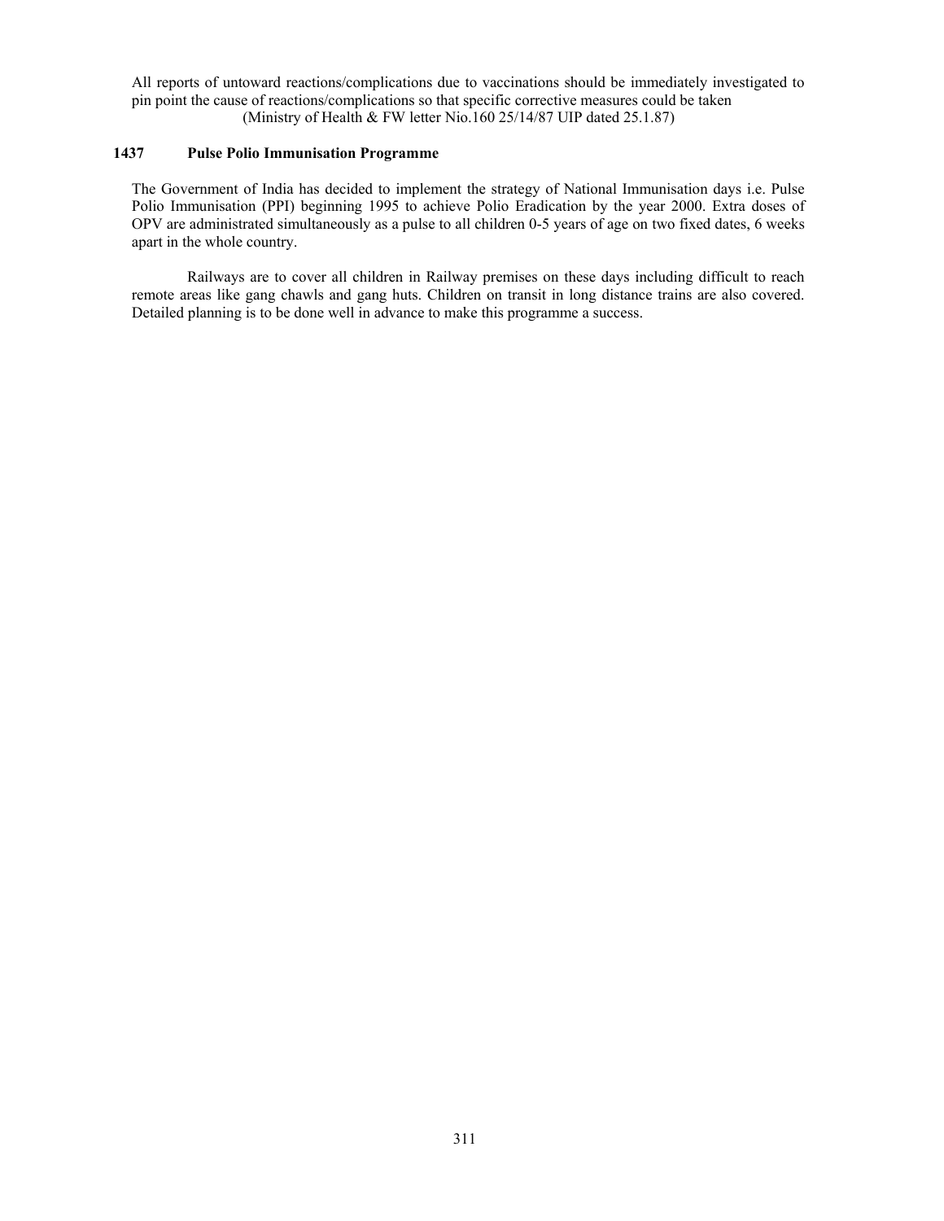All reports of untoward reactions/complications due to vaccinations should be immediately investigated to pin point the cause of reactions/complications so that specific corrective measures could be taken

(Ministry of Health & FW letter Nio.160 25/14/87 UIP dated 25.1.87)

### 1437 Pulse Polio Immunisation Programme

The Government of India has decided to implement the strategy of National Immunisation days i.e. Pulse Polio Immunisation (PPI) beginning 1995 to achieve Polio Eradication by the year 2000. Extra doses of OPV are administrated simultaneously as a pulse to all children 0-5 years of age on two fixed dates, 6 weeks apart in the whole country.

Railways are to cover all children in Railway premises on these days including difficult to reach remote areas like gang chawls and gang huts. Children on transit in long distance trains are also covered. Detailed planning is to be done well in advance to make this programme a success.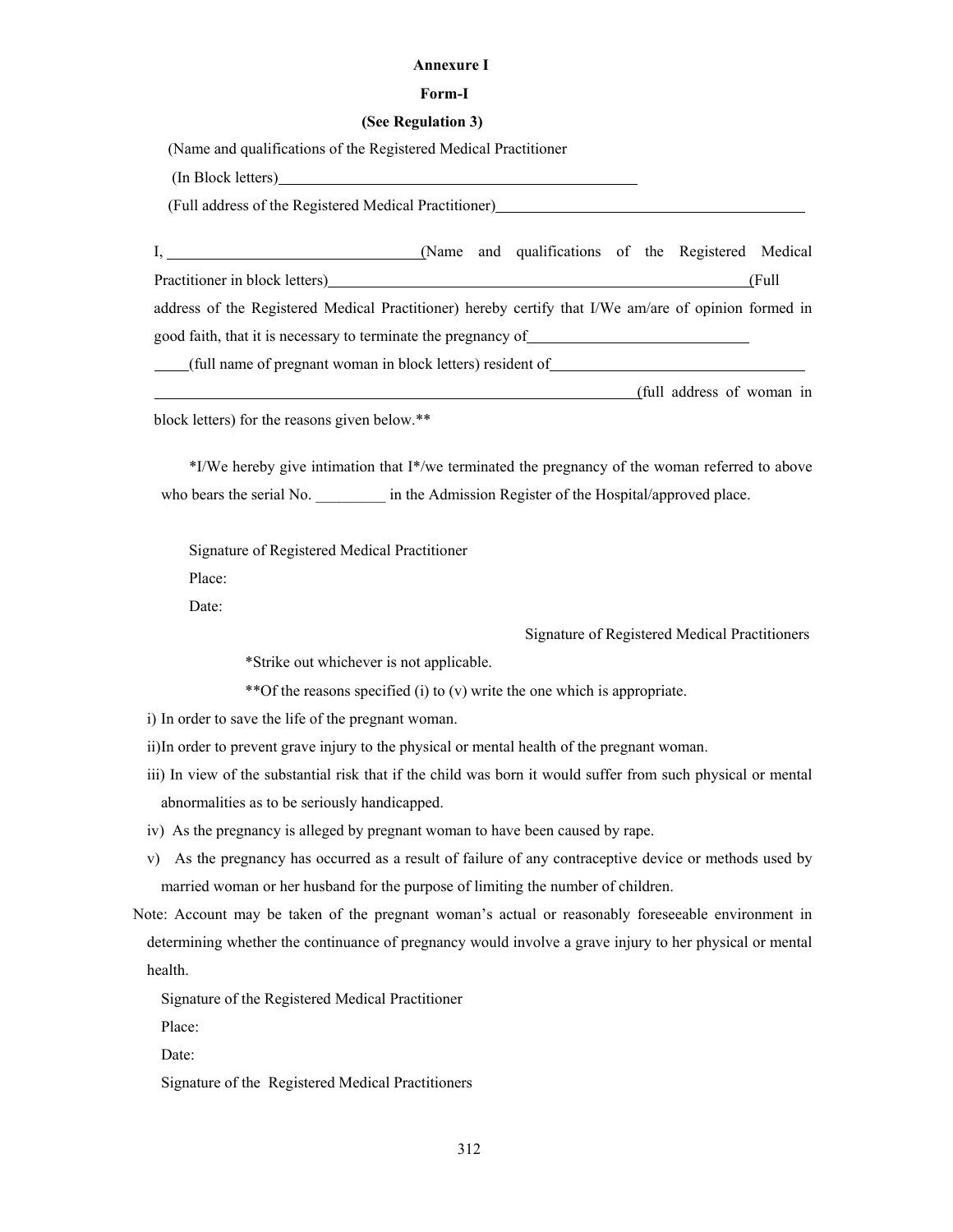**Annexure I**

**Form-I**

**(See Regulation 3)**

(Name and qualifications of the Registered Medical Practitioner

(In Block letters)\_\_\_\_\_\_\_\_\_\_\_\_\_\_\_\_\_\_\_\_\_\_\_\_\_\_\_\_\_\_\_\_\_\_\_\_\_\_\_\_

(Full address of the Registered Medical Practitioner)\_\_\_\_\_\_\_\_\_\_\_\_\_\_\_\_\_\_\_\_\_\_\_\_\_\_\_\_\_\_\_\_\_\_\_\_

I, \_\_\_\_\_\_\_\_\_\_\_\_\_\_\_\_\_\_\_\_\_\_\_\_\_\_\_\_(Name and qualifications of the Registered Medical Practitioner in block letters)\_\_\_\_\_\_\_\_\_\_\_\_\_\_\_\_\_\_\_\_\_\_\_\_\_\_\_\_\_\_\_\_\_\_\_\_\_\_\_\_\_\_\_\_\_\_\_\_\_\_(Full address of the Registered Medical Practitioner) hereby certify that I/We am/are of opinion formed in good faith, that it is necessary to terminate the pregnancy of\_\_\_\_\_\_\_\_\_\_\_\_\_\_\_\_\_\_\_\_\_\_\_\_\_\_\_\_ \_\_\_\_(full name of pregnant woman in block letters) resident of\_\_\_\_\_\_\_\_\_\_\_\_\_\_\_\_\_\_\_\_\_\_\_\_\_\_\_\_\_\_\_\_ \_\_\_\_\_\_\_\_\_\_\_\_\_\_\_\_\_\_\_\_\_\_\_\_\_\_\_\_\_\_\_\_\_\_\_\_\_\_\_\_\_\_\_\_\_\_\_\_\_\_\_\_\_\_\_\_\_\_\_\_(full address of woman in block letters) for the reasons given below.**

*I/We hereby give intimation that I*/we terminated the pregnancy of the woman referred to above who bears the serial No. \_\_\_\_\_\_\_\_\_ in the Admission Register of the Hospital/approved place.

Signature of Registered Medical Practitioner

Place:

Date:

Signature of Registered Medical Practitioners

*Strike out whichever is not applicable.

**Of the reasons specified (i) to (v) write the one which is appropriate.

i) In order to save the life of the pregnant woman.

ii) In order to prevent grave injury to the physical or mental health of the pregnant woman.

iii) In view of the substantial risk that if the child was born it would suffer from such physical or mental abnormalities as to be seriously handicapped.

iv) As the pregnancy is alleged by pregnant woman to have been caused by rape.

v) As the pregnancy has occurred as a result of failure of any contraceptive device or methods used by married woman or her husband for the purpose of limiting the number of children.

Note: Account may be taken of the pregnant woman's actual or reasonably foreseeable environment in determining whether the continuance of pregnancy would involve a grave injury to her physical or mental health.

Signature of the Registered Medical Practitioner

Place:

Date:

Signature of the Registered Medical Practitioners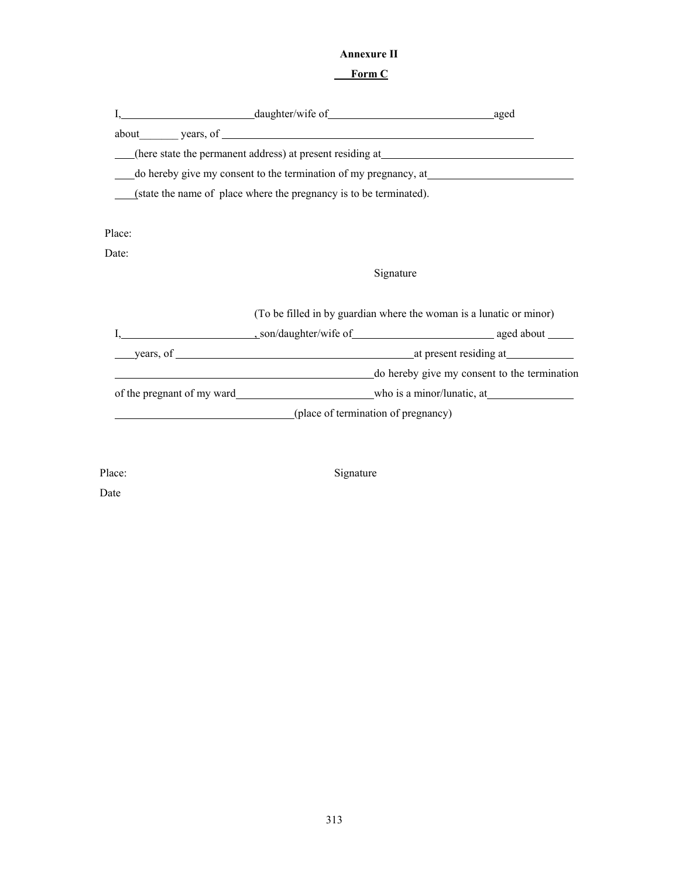**Annexure II**

**Form C**

I,\_\_\_\_\_\_\_\_\_\_\_\_\_\_\_\_\_\_\_\_\_\_\_\_daughter/wife of\_\_\_\_\_\_\_\_\_\_\_\_\_\_\_\_\_\_\_\_\_\_\_\_\_\_\_\_\_\_aged about\_\_\_\_\_\_\_ years, of \_\_\_\_\_\_\_\_\_\_\_\_\_\_\_\_\_\_\_\_\_\_\_\_\_\_\_\_\_\_\_\_\_\_\_\_\_\_\_\_\_\_\_\_\_\_\_\_\_\_\_\_\_\_\_\_\_\_\_\_ (here state the permanent address) at present residing at\_\_\_\_\_\_\_\_\_\_\_\_\_\_\_\_\_\_\_\_\_\_\_\_\_\_\_\_\_\_\_\_\_\_\_\_ do hereby give my consent to the termination of my pregnancy, at\_\_\_\_\_\_\_\_\_\_\_\_\_\_\_\_\_\_\_\_\_\_\_\_\_\_\_ (state the name of place where the pregnancy is to be terminated).

Place:

Date:

Signature

(To be filled in by guardian where the woman is a lunatic or minor)

I,\_\_\_\_\_\_\_\_\_\_\_\_\_\_\_\_\_\_\_\_\_\_\_\_, son/daughter/wife of\_\_\_\_\_\_\_\_\_\_\_\_\_\_\_\_\_\_\_\_\_\_\_\_\_\_ aged about \_\_\_\_\_ years, of \_\_\_\_\_\_\_\_\_\_\_\_\_\_\_\_\_\_\_\_\_\_\_\_\_\_\_\_\_\_\_\_\_\_\_\_\_\_\_\_\_\_\_\_\_at present residing at\_\_\_\_\_\_\_\_\_\_\_\_ \_\_\_\_\_\_\_\_\_\_\_\_\_\_\_\_\_\_\_\_\_\_\_\_\_\_\_\_\_\_\_\_\_\_\_\_\_\_\_\_\_\_\_\_\_\_\_\_do hereby give my consent to the termination of the pregnant of my ward\_\_\_\_\_\_\_\_\_\_\_\_\_\_\_\_\_\_\_\_\_\_\_\_\_\_who is a minor/lunatic, at\_\_\_\_\_\_\_\_\_\_\_\_\_\_\_\_ \_\_\_\_\_\_\_\_\_\_\_\_\_\_\_\_\_\_\_\_\_\_\_\_\_\_\_\_\_\_\_\_\_\_(place of termination of pregnancy)

Place:

Signature

Date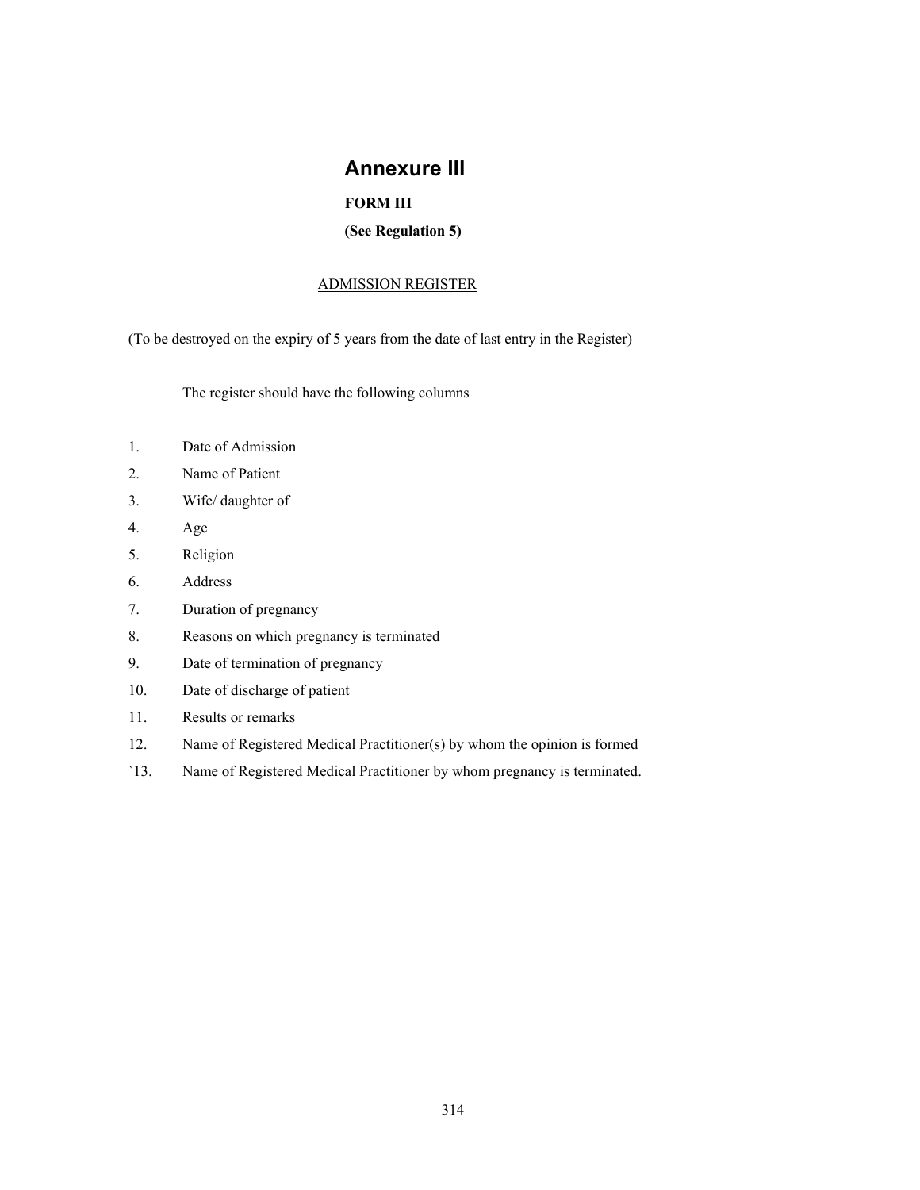# Annexure III

**FORM III**

**(See Regulation 5)**

ADMISSION REGISTER

(To be destroyed on the expiry of 5 years from the date of last entry in the Register)

The register should have the following columns

1. Date of Admission
2. Name of Patient
3. Wife/ daughter of
4. Age
5. Religion
6. Address
7. Duration of pregnancy
8. Reasons on which pregnancy is terminated
9. Date of termination of pregnancy
10. Date of discharge of patient
11. Results or remarks
12. Name of Registered Medical Practitioner(s) by whom the opinion is formed
13. Name of Registered Medical Practitioner by whom pregnancy is terminated.